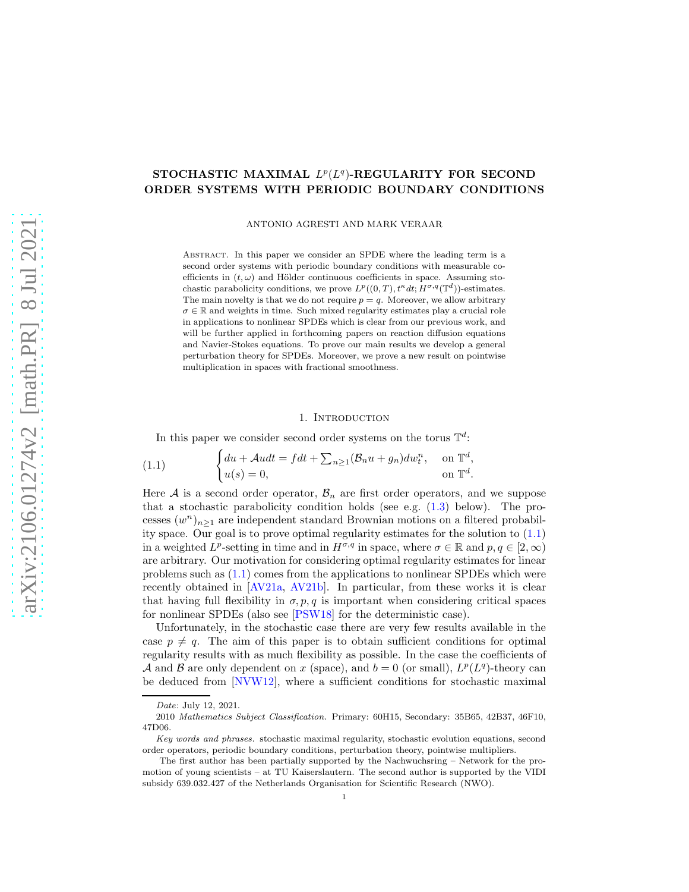# STOCHASTIC MAXIMAL $L^p(L^q)$-REGULARITY FOR SECOND ORDER SYSTEMS WITH PERIODIC BOUNDARY CONDITIONS

ANTONIO AGRESTI AND MARK VERAAR

Abstract. In this paper we consider an SPDE where the leading term is a second order systems with periodic boundary conditions with measurable coefficients in $(t, \omega)$ and Hölder continuous coefficients in space. Assuming stochastic parabolicity conditions, we prove $L^p((0,T), t^\kappa dt; H^{\sigma,q}(\mathbb{T}^d))$-estimates. The main novelty is that we do not require $p = q$. Moreover, we allow arbitrary $\sigma \in \mathbb{R}$ and weights in time. Such mixed regularity estimates play a crucial role in applications to nonlinear SPDEs which is clear from our previous work, and will be further applied in forthcoming papers on reaction diffusion equations and Navier-Stokes equations. To prove our main results we develop a general perturbation theory for SPDEs. Moreover, we prove a new result on pointwise multiplication in spaces with fractional smoothness.

## 1. Introduction

In this paper we consider second order systems on the torus $\mathbb{T}^d$:

$$
\begin{cases} du + \mathcal{A}u dt = f dt + \sum_{n\geq 1}(\mathcal{B}_n u + g_n) dw_t^n, & \text{on } \mathbb{T}^d, \\ u(s) = 0, & \text{on } \mathbb{T}^d. \end{cases} \tag{1.1}
$$

Here $\mathcal{A}$ is a second order operator, $\mathcal{B}_n$ are first order operators, and we suppose that a stochastic parabolicity condition holds (see e.g. (1.3) below). The processes $(w^n)_{n\geq 1}$ are independent standard Brownian motions on a filtered probability space. Our goal is to prove optimal regularity estimates for the solution to (1.1) in a weighted $L^p$-setting in time and in $H^{\sigma,q}$ in space, where $\sigma \in \mathbb{R}$ and $p, q \in [2,\infty)$ are arbitrary. Our motivation for considering optimal regularity estimates for linear problems such as (1.1) comes from the applications to nonlinear SPDEs which were recently obtained in [AV21a, AV21b]. In particular, from these works it is clear that having full flexibility in $\sigma, p, q$ is important when considering critical spaces for nonlinear SPDEs (also see [PSW18] for the deterministic case).

Unfortunately, in the stochastic case there are very few results available in the case $p \neq q$. The aim of this paper is to obtain sufficient conditions for optimal regularity results with as much flexibility as possible. In the case the coefficients of $\mathcal{A}$ and $\mathcal{B}$ are only dependent on $x$ (space), and $b = 0$ (or small), $L^p(L^q)$-theory can be deduced from [NVW12], where a sufficient conditions for stochastic maximal

---

*Date*: July 12, 2021.

2010 *Mathematics Subject Classification.* Primary: 60H15, Secondary: 35B65, 42B37, 46F10, 47D06.

*Key words and phrases.* stochastic maximal regularity, stochastic evolution equations, second order operators, periodic boundary conditions, perturbation theory, pointwise multipliers.

The first author has been partially supported by the Nachwuchsring – Network for the promotion of young scientists – at TU Kaiserslautern. The second author is supported by the VIDI subsidy 639.032.427 of the Netherlands Organisation for Scientific Research (NWO).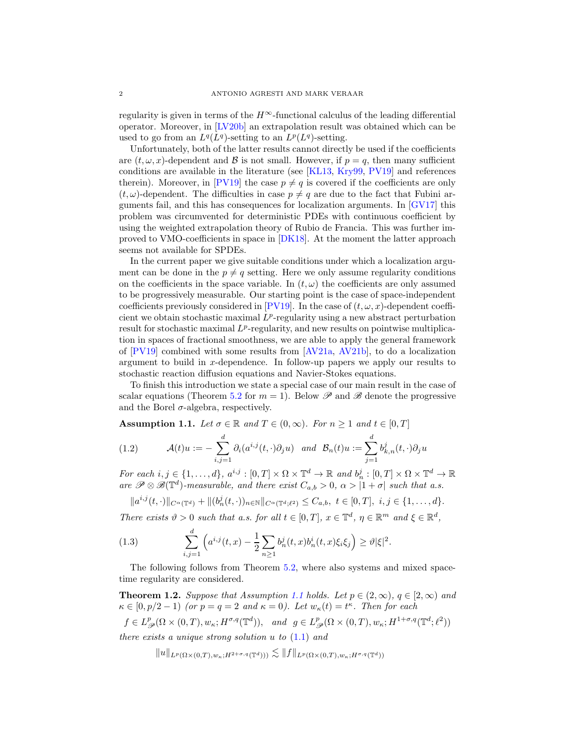regularity is given in terms of the $H^\infty$-functional calculus of the leading differential operator. Moreover, in [LV20b] an extrapolation result was obtained which can be used to go from an $L^q(L^q)$-setting to an $L^p(L^q)$-setting.

Unfortunately, both of the latter results cannot directly be used if the coefficients are $(t,\omega,x)$-dependent and $\mathcal{B}$ is not small. However, if $p = q$, then many sufficient conditions are available in the literature (see [KL13, Kry99, PV19] and references therein). Moreover, in [PV19] the case $p \neq q$ is covered if the coefficients are only $(t,\omega)$-dependent. The difficulties in case $p \neq q$ are due to the fact that Fubini arguments fail, and this has consequences for localization arguments. In [GV17] this problem was circumvented for deterministic PDEs with continuous coefficient by using the weighted extrapolation theory of Rubio de Francia. This was further improved to VMO-coefficients in space in [DK18]. At the moment the latter approach seems not available for SPDEs.

In the current paper we give suitable conditions under which a localization argument can be done in the $p \neq q$ setting. Here we only assume regularity conditions on the coefficients in the space variable. In $(t,\omega)$ the coefficients are only assumed to be progressively measurable. Our starting point is the case of space-independent coefficients previously considered in [PV19]. In the case of $(t,\omega,x)$-dependent coefficient we obtain stochastic maximal $L^p$-regularity using a new abstract perturbation result for stochastic maximal $L^p$-regularity, and new results on pointwise multiplication in spaces of fractional smoothness, we are able to apply the general framework of [PV19] combined with some results from [AV21a, AV21b], to do a localization argument to build in $x$-dependence. In follow-up papers we apply our results to stochastic reaction diffusion equations and Navier-Stokes equations.

To finish this introduction we state a special case of our main result in the case of scalar equations (Theorem 5.2 for $m = 1$). Below $\mathscr{P}$ and $\mathscr{B}$ denote the progressive and the Borel $\sigma$-algebra, respectively.

**Assumption 1.1.** *Let $\sigma \in \mathbb{R}$ and $T \in (0,\infty)$. For $n \geq 1$ and $t \in [0,T]$*

$$\mathcal{A}(t)u := -\sum_{i,j=1}^{d} \partial_i(a^{i,j}(t,\cdot)\partial_j u) \quad \text{and} \quad \mathcal{B}_n(t)u := \sum_{j=1}^{d} b^j_{k,n}(t,\cdot)\partial_j u \tag{1.2}$$

*For each $i,j \in \{1,\dots,d\}$, $a^{i,j} : [0,T]\times\Omega\times\mathbb{T}^d \to \mathbb{R}$ and $b^j_n : [0,T]\times\Omega\times\mathbb{T}^d \to \mathbb{R}$ are $\mathscr{P}\otimes\mathscr{B}(\mathbb{T}^d)$-measurable, and there exist $C_{a,b} > 0$, $\alpha > |1+\sigma|$ such that a.s.*

$$\|a^{i,j}(t,\cdot)\|_{C^\alpha(\mathbb{T}^d)} + \|(b^j_n(t,\cdot))_{n\in\mathbb{N}}\|_{C^\alpha(\mathbb{T}^d;\ell^2)} \leq C_{a,b}, \ t \in [0,T], \ i,j \in \{1,\dots,d\}.$$

*There exists $\vartheta > 0$ such that a.s. for all $t \in [0,T]$, $x \in \mathbb{T}^d$, $\eta \in \mathbb{R}^m$ and $\xi \in \mathbb{R}^d$,*

$$\sum_{i,j=1}^{d} \Big(a^{i,j}(t,x) - \frac{1}{2}\sum_{n\geq 1} b^j_n(t,x) b^i_n(t,x)\xi_i\xi_j\Big) \geq \vartheta|\xi|^2. \tag{1.3}$$

The following follows from Theorem 5.2, where also systems and mixed space-time regularity are considered.

**Theorem 1.2.** *Suppose that Assumption 1.1 holds. Let $p \in (2,\infty)$, $q \in [2,\infty)$ and $\kappa \in [0, p/2-1)$ (or $p = q = 2$ and $\kappa = 0$). Let $w_\kappa(t) = t^\kappa$. Then for each*

$$f \in L^p_{\mathscr{P}}(\Omega\times(0,T), w_\kappa; H^{\sigma,q}(\mathbb{T}^d)), \quad \text{and} \quad g \in L^p_{\mathscr{P}}(\Omega\times(0,T), w_\kappa; H^{1+\sigma,q}(\mathbb{T}^d;\ell^2))$$

*there exists a unique strong solution $u$ to (1.1) and*

$$\|u\|_{L^p(\Omega\times(0,T),w_\kappa;H^{2+\sigma,q}(\mathbb{T}^d)))} \lesssim \|f\|_{L^p(\Omega\times(0,T),w_\kappa;H^{\sigma,q}(\mathbb{T}^d))}$$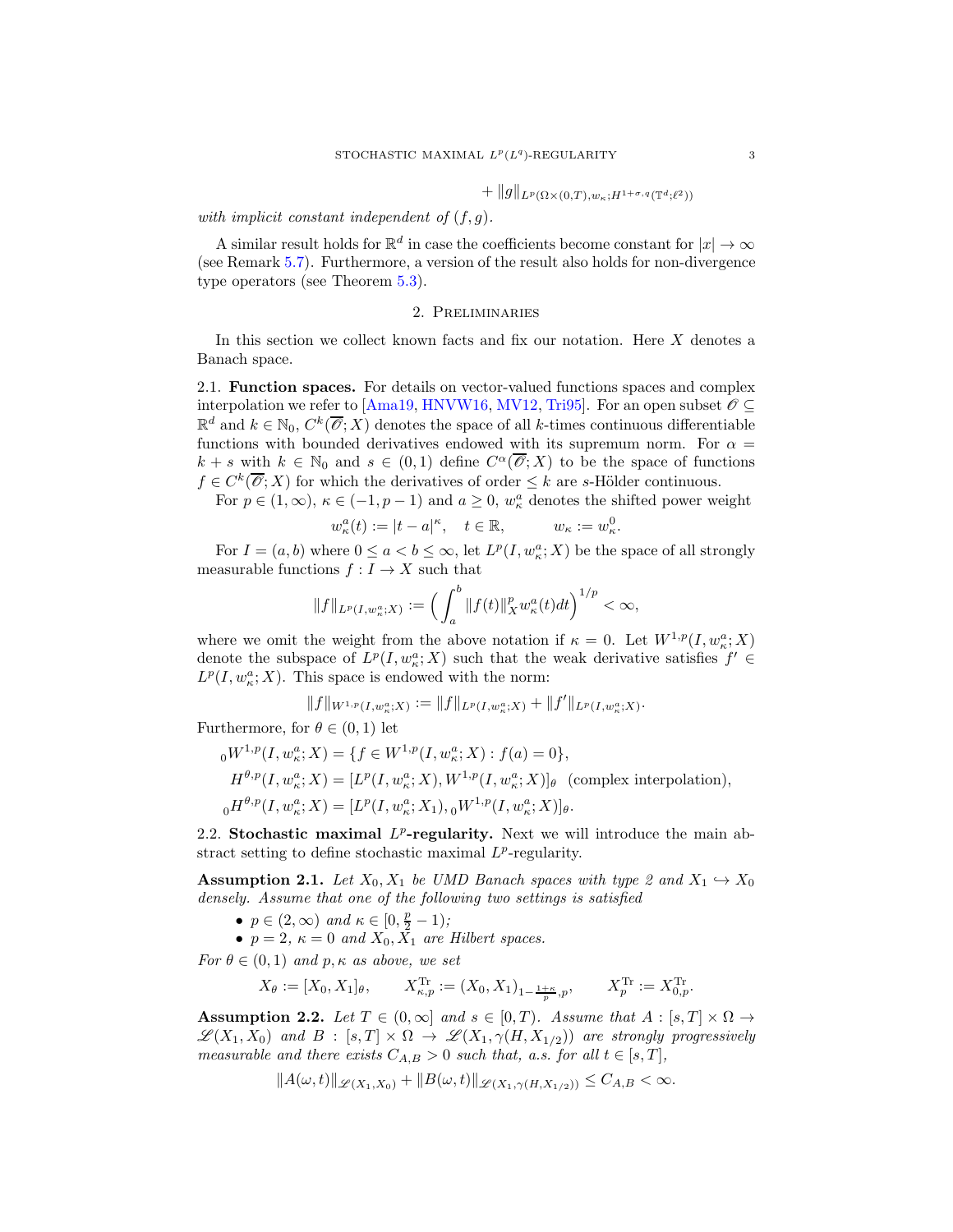$$+ \|g\|_{L^p(\Omega\times(0,T),w_\kappa;H^{1+\sigma,q}(\mathbb{T}^d;\ell^2))}$$

*with implicit constant independent of* $(f,g)$.

A similar result holds for $\mathbb{R}^d$ in case the coefficients become constant for $|x| \to \infty$ (see Remark 5.7). Furthermore, a version of the result also holds for non-divergence type operators (see Theorem 5.3).

## 2. Preliminaries

In this section we collect known facts and fix our notation. Here $X$ denotes a Banach space.

**2.1. Function spaces.** For details on vector-valued functions spaces and complex interpolation we refer to [Ama19, HNVW16, MV12, Tri95]. For an open subset $\mathscr{O} \subseteq \mathbb{R}^d$ and $k \in \mathbb{N}_0$, $C^k(\overline{\mathscr{O}}; X)$ denotes the space of all $k$-times continuous differentiable functions with bounded derivatives endowed with its supremum norm. For $\alpha = k + s$ with $k \in \mathbb{N}_0$ and $s \in (0, 1)$ define $C^\alpha(\overline{\mathscr{O}}; X)$ to be the space of functions $f \in C^k(\overline{\mathscr{O}}; X)$ for which the derivatives of order $\leq k$ are $s$-Hölder continuous.

For $p \in (1, \infty)$, $\kappa \in (-1, p-1)$ and $a \geq 0$, $w^a_\kappa$ denotes the shifted power weight

$$w^a_\kappa(t) := |t-a|^\kappa, \quad t \in \mathbb{R}, \qquad w_\kappa := w^0_\kappa.$$

For $I = (a, b)$ where $0 \leq a < b \leq \infty$, let $L^p(I, w^a_\kappa; X)$ be the space of all strongly measurable functions $f : I \to X$ such that

$$\|f\|_{L^p(I,w^a_\kappa;X)} := \Big( \int_a^b \|f(t)\|^p_X w^a_\kappa(t) dt \Big)^{1/p} < \infty,$$

where we omit the weight from the above notation if $\kappa = 0$. Let $W^{1,p}(I, w^a_\kappa; X)$ denote the subspace of $L^p(I, w^a_\kappa; X)$ such that the weak derivative satisfies $f' \in L^p(I, w^a_\kappa; X)$. This space is endowed with the norm:

$$\|f\|_{W^{1,p}(I,w^a_\kappa;X)} := \|f\|_{L^p(I,w^a_\kappa;X)} + \|f'\|_{L^p(I,w^a_\kappa;X)}.$$

Furthermore, for $\theta \in (0, 1)$ let

$$\begin{aligned}
{}_0W^{1,p}(I, w^a_\kappa; X) &= \{f \in W^{1,p}(I, w^a_\kappa; X) : f(a) = 0\},\\
H^{\theta,p}(I, w^a_\kappa; X) &= [L^p(I, w^a_\kappa; X), W^{1,p}(I, w^a_\kappa; X)]_\theta \ \text{ (complex interpolation)},\\
{}_0H^{\theta,p}(I, w^a_\kappa; X) &= [L^p(I, w^a_\kappa; X_1), {}_0W^{1,p}(I, w^a_\kappa; X)]_\theta.
\end{aligned}$$

**2.2. Stochastic maximal $L^p$-regularity.** Next we will introduce the main abstract setting to define stochastic maximal $L^p$-regularity.

**Assumption 2.1.** *Let $X_0, X_1$ be UMD Banach spaces with type 2 and $X_1 \hookrightarrow X_0$ densely. Assume that one of the following two settings is satisfied*

- $p \in (2, \infty)$ *and* $\kappa \in [0, \frac{p}{2} - 1)$*;*
- $p = 2$, $\kappa = 0$ *and $X_0, X_1$ are Hilbert spaces.*

*For $\theta \in (0, 1)$ and $p, \kappa$ as above, we set*

$$X_\theta := [X_0, X_1]_\theta, \qquad X^{\mathrm{Tr}}_{\kappa,p} := (X_0, X_1)_{1-\frac{1+\kappa}{p},p}, \qquad X^{\mathrm{Tr}}_p := X^{\mathrm{Tr}}_{0,p}.$$

**Assumption 2.2.** *Let $T \in (0, \infty]$ and $s \in [0, T)$. Assume that $A : [s, T] \times \Omega \to \mathscr{L}(X_1, X_0)$ and $B : [s, T] \times \Omega \to \mathscr{L}(X_1, \gamma(H, X_{1/2}))$ are strongly progressively measurable and there exists $C_{A,B} > 0$ such that, a.s. for all $t \in [s, T]$,*

$$\|A(\omega, t)\|_{\mathscr{L}(X_1,X_0)} + \|B(\omega, t)\|_{\mathscr{L}(X_1,\gamma(H,X_{1/2}))} \leq C_{A,B} < \infty.$$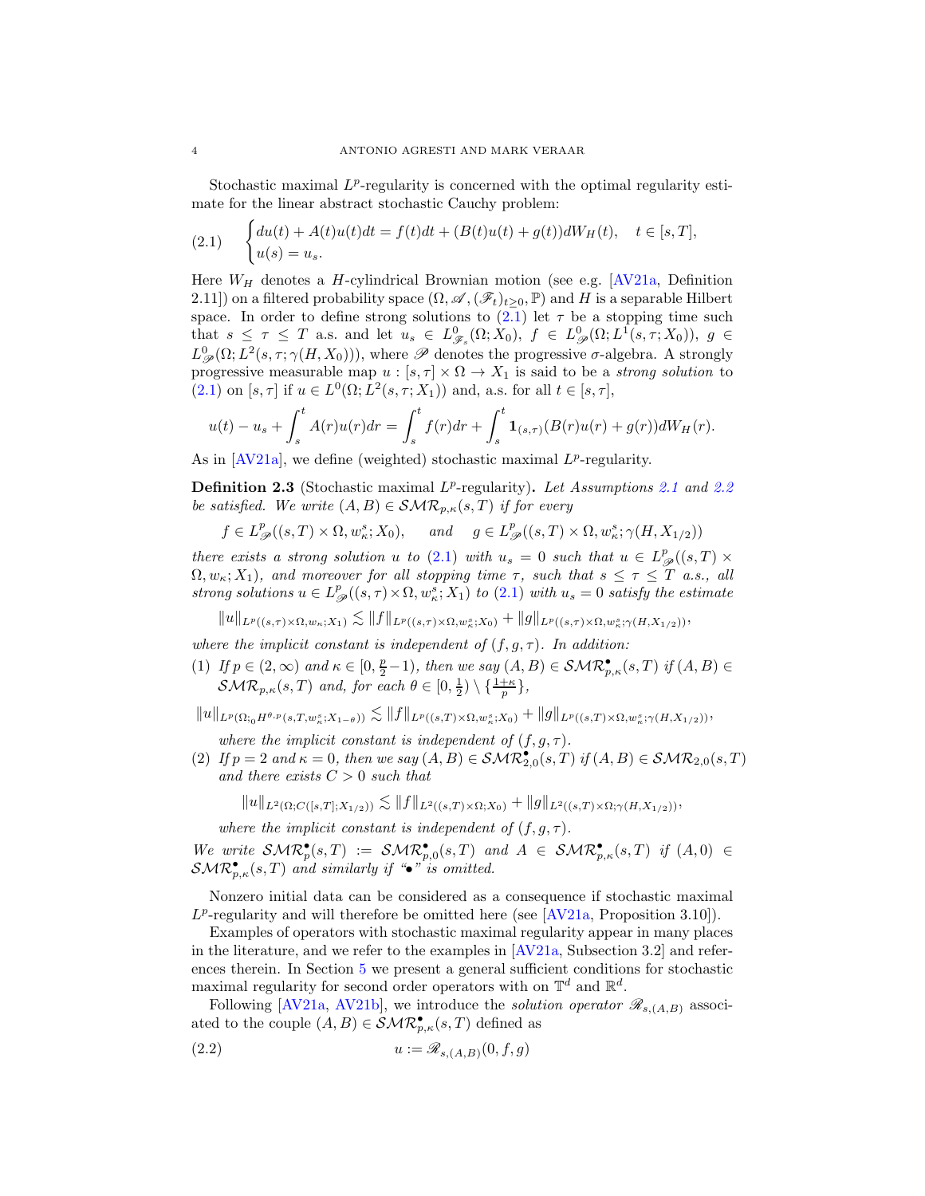Stochastic maximal $L^p$-regularity is concerned with the optimal regularity estimate for the linear abstract stochastic Cauchy problem:

$$
\begin{cases} du(t) + A(t)u(t)dt = f(t)dt + (B(t)u(t) + g(t))dW_H(t), & t \in [s,T], \\ u(s) = u_s. \end{cases} \tag{2.1}
$$

Here $W_H$ denotes a $H$-cylindrical Brownian motion (see e.g. [AV21a, Definition 2.11]) on a filtered probability space $(\Omega, \mathscr{A}, (\mathscr{F}_t)_{t\geq 0}, \mathbb{P})$ and $H$ is a separable Hilbert space. In order to define strong solutions to (2.1) let $\tau$ be a stopping time such that $s \leq \tau \leq T$ a.s. and let $u_s \in L^0_{\mathscr{F}_s}(\Omega; X_0)$, $f \in L^0_{\mathscr{P}}(\Omega; L^1(s,\tau; X_0))$, $g \in L^0_{\mathscr{P}}(\Omega; L^2(s,\tau;\gamma(H,X_0)))$, where $\mathscr{P}$ denotes the progressive $\sigma$-algebra. A strongly progressive measurable map $u : [s,\tau]\times\Omega \to X_1$ is said to be a *strong solution* to (2.1) on $[s,\tau]$ if $u \in L^0(\Omega; L^2(s,\tau;X_1))$ and, a.s. for all $t \in [s,\tau]$,

$$
u(t) - u_s + \int_s^t A(r)u(r)dr = \int_s^t f(r)dr + \int_s^t \mathbf{1}_{(s,\tau)}(B(r)u(r) + g(r))dW_H(r).
$$

As in [AV21a], we define (weighted) stochastic maximal $L^p$-regularity.

**Definition 2.3** (Stochastic maximal $L^p$-regularity). *Let Assumptions 2.1 and 2.2 be satisfied. We write $(A,B) \in \mathcal{SMR}_{p,\kappa}(s,T)$ if for every*

$$
f \in L^p_{\mathscr{P}}((s,T)\times\Omega, w^s_\kappa; X_0), \qquad \text{and} \qquad g \in L^p_{\mathscr{P}}((s,T)\times\Omega, w^s_\kappa; \gamma(H, X_{1/2}))
$$

*there exists a strong solution $u$ to (2.1) with $u_s = 0$ such that $u \in L^p_{\mathscr{P}}((s,T)\times\Omega, w_\kappa; X_1)$, and moreover for all stopping time $\tau$, such that $s \leq \tau \leq T$ a.s., all strong solutions $u \in L^p_{\mathscr{P}}((s,\tau)\times\Omega, w^s_\kappa; X_1)$ to (2.1) with $u_s = 0$ satisfy the estimate*

$$
\|u\|_{L^p((s,\tau)\times\Omega, w_\kappa; X_1)} \lesssim \|f\|_{L^p((s,\tau)\times\Omega, w^s_\kappa; X_0)} + \|g\|_{L^p((s,\tau)\times\Omega, w^s_\kappa; \gamma(H,X_{1/2}))},
$$

*where the implicit constant is independent of $(f,g,\tau)$. In addition:*

(1) *If $p \in (2,\infty)$ and $\kappa \in [0, \frac{p}{2}-1)$, then we say $(A,B) \in \mathcal{SMR}^\bullet_{p,\kappa}(s,T)$ if $(A,B) \in \mathcal{SMR}_{p,\kappa}(s,T)$ and, for each $\theta \in [0,\frac{1}{2})\setminus\{\frac{1+\kappa}{p}\}$,*

$$
\|u\|_{L^p(\Omega; {}_0H^{\theta,p}(s,T,w^s_\kappa; X_{1-\theta}))} \lesssim \|f\|_{L^p((s,T)\times\Omega, w^s_\kappa; X_0)} + \|g\|_{L^p((s,T)\times\Omega, w^s_\kappa; \gamma(H,X_{1/2}))},
$$

*where the implicit constant is independent of $(f,g,\tau)$.*

(2) *If $p = 2$ and $\kappa = 0$, then we say $(A,B) \in \mathcal{SMR}^\bullet_{2,0}(s,T)$ if $(A,B) \in \mathcal{SMR}_{2,0}(s,T)$ and there exists $C > 0$ such that*

$$
\|u\|_{L^2(\Omega; C([s,T]; X_{1/2}))} \lesssim \|f\|_{L^2((s,T)\times\Omega; X_0)} + \|g\|_{L^2((s,T)\times\Omega; \gamma(H,X_{1/2}))},
$$

*where the implicit constant is independent of $(f,g,\tau)$.*

*We write $\mathcal{SMR}^\bullet_p(s,T) := \mathcal{SMR}^\bullet_{p,0}(s,T)$ and $A \in \mathcal{SMR}^\bullet_{p,\kappa}(s,T)$ if $(A,0) \in \mathcal{SMR}^\bullet_{p,\kappa}(s,T)$ and similarly if "$\bullet$" is omitted.*

Nonzero initial data can be considered as a consequence if stochastic maximal $L^p$-regularity and will therefore be omitted here (see [AV21a, Proposition 3.10]).

Examples of operators with stochastic maximal regularity appear in many places in the literature, and we refer to the examples in [AV21a, Subsection 3.2] and references therein. In Section 5 we present a general sufficient conditions for stochastic maximal regularity for second order operators with on $\mathbb{T}^d$ and $\mathbb{R}^d$.

Following [AV21a, AV21b], we introduce the *solution operator* $\mathscr{R}_{s,(A,B)}$ associated to the couple $(A,B) \in \mathcal{SMR}^\bullet_{p,\kappa}(s,T)$ defined as

$$
u := \mathscr{R}_{s,(A,B)}(0,f,g) \tag{2.2}
$$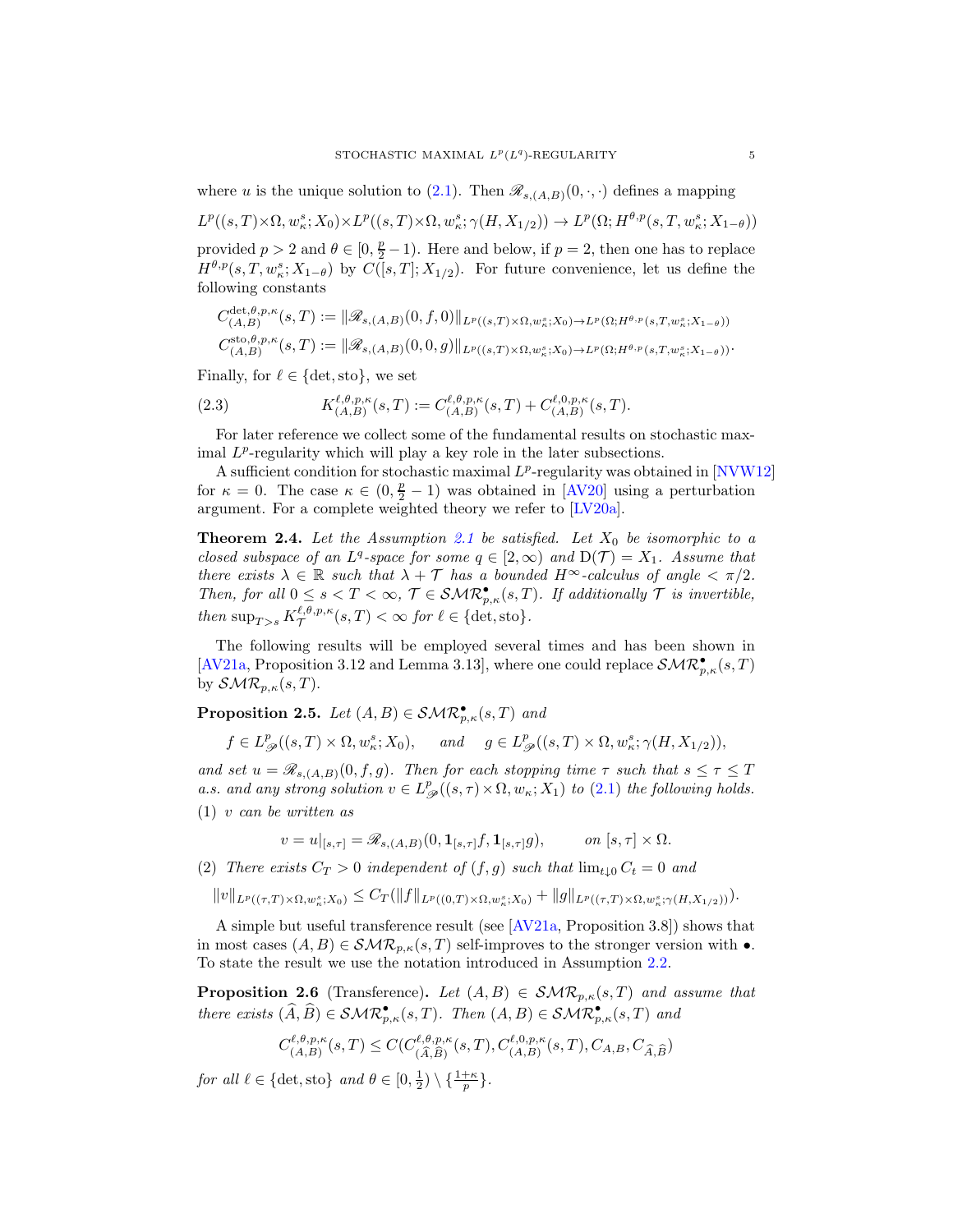where $u$ is the unique solution to (2.1). Then $\mathscr{R}_{s,(A,B)}(0,\cdot,\cdot)$ defines a mapping

$$L^p((s,T)\times\Omega, w_\kappa^s; X_0)\times L^p((s,T)\times\Omega, w_\kappa^s; \gamma(H, X_{1/2})) \to L^p(\Omega; H^{\theta,p}(s,T, w_\kappa^s; X_{1-\theta}))$$

provided $p > 2$ and $\theta \in [0, \frac{p}{2} - 1)$. Here and below, if $p = 2$, then one has to replace $H^{\theta,p}(s,T, w_\kappa^s; X_{1-\theta})$ by $C([s,T]; X_{1/2})$. For future convenience, let us define the following constants

$$C^{\det,\theta,p,\kappa}_{(A,B)}(s,T) := \|\mathscr{R}_{s,(A,B)}(0,f,0)\|_{L^p((s,T)\times\Omega,w_\kappa^s;X_0)\to L^p(\Omega;H^{\theta,p}(s,T,w_\kappa^s;X_{1-\theta}))}$$

$$C^{\mathrm{sto},\theta,p,\kappa}_{(A,B)}(s,T) := \|\mathscr{R}_{s,(A,B)}(0,0,g)\|_{L^p((s,T)\times\Omega,w_\kappa^s;X_0)\to L^p(\Omega;H^{\theta,p}(s,T,w_\kappa^s;X_{1-\theta}))}.$$

Finally, for $\ell \in \{\det, \mathrm{sto}\}$, we set

$$K^{\ell,\theta,p,\kappa}_{(A,B)}(s,T) := C^{\ell,\theta,p,\kappa}_{(A,B)}(s,T) + C^{\ell,0,p,\kappa}_{(A,B)}(s,T). \tag{2.3}$$

For later reference we collect some of the fundamental results on stochastic maximal $L^p$-regularity which will play a key role in the later subsections.

A sufficient condition for stochastic maximal $L^p$-regularity was obtained in [NVW12] for $\kappa = 0$. The case $\kappa \in (0, \frac{p}{2} - 1)$ was obtained in [AV20] using a perturbation argument. For a complete weighted theory we refer to [LV20a].

**Theorem 2.4.** *Let the Assumption 2.1 be satisfied. Let $X_0$ be isomorphic to a closed subspace of an $L^q$-space for some $q \in [2,\infty)$ and $\mathrm{D}(\mathcal{T}) = X_1$. Assume that there exists $\lambda \in \mathbb{R}$ such that $\lambda + \mathcal{T}$ has a bounded $H^\infty$-calculus of angle $< \pi/2$. Then, for all $0 \le s < T < \infty$, $\mathcal{T} \in \mathcal{SMR}^\bullet_{p,\kappa}(s,T)$. If additionally $\mathcal{T}$ is invertible, then $\sup_{T>s} K^{\ell,\theta,p,\kappa}_{\mathcal{T}}(s,T) < \infty$ for $\ell \in \{\det, \mathrm{sto}\}$.*

The following results will be employed several times and has been shown in [AV21a, Proposition 3.12 and Lemma 3.13], where one could replace $\mathcal{SMR}^\bullet_{p,\kappa}(s,T)$ by $\mathcal{SMR}_{p,\kappa}(s,T)$.

**Proposition 2.5.** *Let $(A,B) \in \mathcal{SMR}^\bullet_{p,\kappa}(s,T)$ and*

$$f \in L^p_{\mathscr{P}}((s,T)\times\Omega, w_\kappa^s; X_0), \qquad \text{and} \qquad g \in L^p_{\mathscr{P}}((s,T)\times\Omega, w_\kappa^s; \gamma(H, X_{1/2})),$$

*and set $u = \mathscr{R}_{s,(A,B)}(0,f,g)$. Then for each stopping time $\tau$ such that $s \le \tau \le T$ a.s. and any strong solution $v \in L^p_{\mathscr{P}}((s,\tau)\times\Omega, w_\kappa; X_1)$ to (2.1) the following holds.*

*(1) $v$ can be written as*

$$v = u|_{[s,\tau]} = \mathscr{R}_{s,(A,B)}(0, \mathbf{1}_{[s,\tau]}f, \mathbf{1}_{[s,\tau]}g), \qquad \text{on } [s,\tau]\times\Omega.$$

*(2) There exists $C_T > 0$ independent of $(f,g)$ such that $\lim_{t\downarrow 0} C_t = 0$ and*

$$\|v\|_{L^p((\tau,T)\times\Omega,w_\kappa^s;X_0)} \le C_T(\|f\|_{L^p((0,T)\times\Omega,w_\kappa^s;X_0)} + \|g\|_{L^p((\tau,T)\times\Omega,w_\kappa^s;\gamma(H,X_{1/2}))}).$$

A simple but useful transference result (see [AV21a, Proposition 3.8]) shows that in most cases $(A,B) \in \mathcal{SMR}_{p,\kappa}(s,T)$ self-improves to the stronger version with $\bullet$. To state the result we use the notation introduced in Assumption 2.2.

**Proposition 2.6** (Transference)**.** *Let $(A,B) \in \mathcal{SMR}_{p,\kappa}(s,T)$ and assume that there exists $(\widehat{A},\widehat{B}) \in \mathcal{SMR}^\bullet_{p,\kappa}(s,T)$. Then $(A,B) \in \mathcal{SMR}^\bullet_{p,\kappa}(s,T)$ and*

$$C^{\ell,\theta,p,\kappa}_{(A,B)}(s,T) \le C(C^{\ell,\theta,p,\kappa}_{(\widehat{A},\widehat{B})}(s,T), C^{\ell,0,p,\kappa}_{(A,B)}(s,T), C_{A,B}, C_{\widehat{A},\widehat{B}})$$

*for all $\ell \in \{\det, \mathrm{sto}\}$ and $\theta \in [0, \frac{1}{2}) \setminus \{\frac{1+\kappa}{p}\}$.*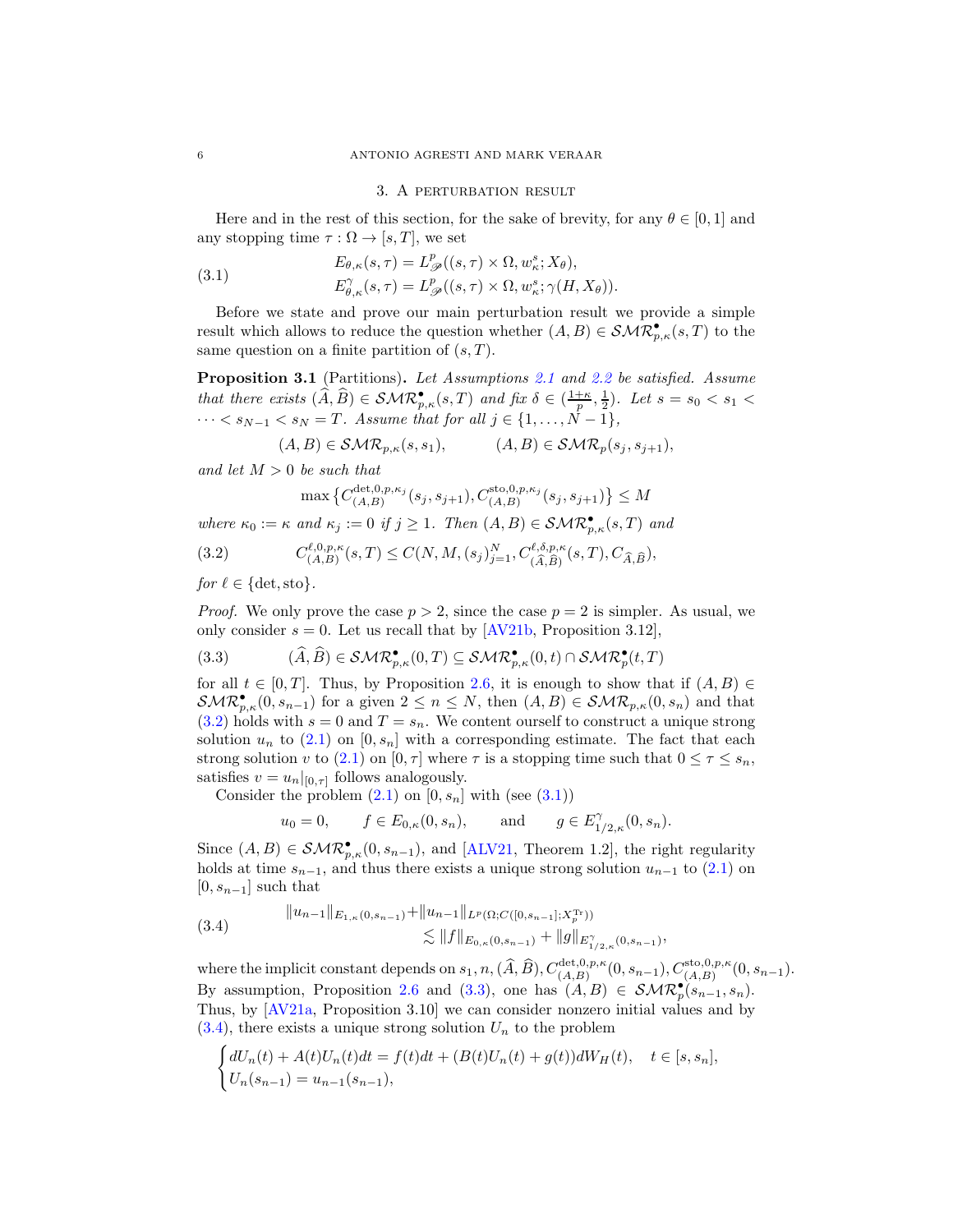## 3. A perturbation result

Here and in the rest of this section, for the sake of brevity, for any $\theta \in [0,1]$ and any stopping time $\tau : \Omega \to [s,T]$, we set

$$
\begin{aligned}
E_{\theta,\kappa}(s,\tau) &= L^p_{\mathscr{P}}((s,\tau)\times\Omega, w^s_\kappa; X_\theta),\\
E^\gamma_{\theta,\kappa}(s,\tau) &= L^p_{\mathscr{P}}((s,\tau)\times\Omega, w^s_\kappa; \gamma(H,X_\theta)).
\end{aligned}
\tag{3.1}
$$

Before we state and prove our main perturbation result we provide a simple result which allows to reduce the question whether $(A,B)\in \mathcal{SMR}^\bullet_{p,\kappa}(s,T)$ to the same question on a finite partition of $(s,T)$.

**Proposition 3.1** (Partitions)**.** *Let Assumptions 2.1 and 2.2 be satisfied. Assume that there exists $(\widehat{A},\widehat{B})\in \mathcal{SMR}^\bullet_{p,\kappa}(s,T)$ and fix $\delta\in(\frac{1+\kappa}{p},\frac12)$. Let $s=s_0<s_1<\dots<s_{N-1}<s_N=T$. Assume that for all $j\in\{1,\dots,N-1\}$,*

$$
(A,B)\in \mathcal{SMR}_{p,\kappa}(s,s_1), \qquad (A,B)\in\mathcal{SMR}_p(s_j,s_{j+1}),
$$

*and let $M>0$ be such that*

$$
\max\big\{C^{\det,0,p,\kappa_j}_{(A,B)}(s_j,s_{j+1}), C^{\mathrm{sto},0,p,\kappa_j}_{(A,B)}(s_j,s_{j+1})\big\}\le M
$$

*where $\kappa_0:=\kappa$ and $\kappa_j:=0$ if $j\ge 1$. Then $(A,B)\in\mathcal{SMR}^\bullet_{p,\kappa}(s,T)$ and*

$$
C^{\ell,0,p,\kappa}_{(A,B)}(s,T)\le C(N,M,(s_j)_{j=1}^N, C^{\ell,\delta,p,\kappa}_{(\widehat{A},\widehat{B})}(s,T), C_{\widehat{A},\widehat{B}}),
\tag{3.2}
$$

*for $\ell\in\{\det,\mathrm{sto}\}$.*

*Proof.* We only prove the case $p>2$, since the case $p=2$ is simpler. As usual, we only consider $s=0$. Let us recall that by [AV21b, Proposition 3.12],

$$
(\widehat{A},\widehat{B})\in\mathcal{SMR}^\bullet_{p,\kappa}(0,T)\subseteq \mathcal{SMR}^\bullet_{p,\kappa}(0,t)\cap\mathcal{SMR}^\bullet_p(t,T)
\tag{3.3}
$$

for all $t\in[0,T]$. Thus, by Proposition 2.6, it is enough to show that if $(A,B)\in\mathcal{SMR}^\bullet_{p,\kappa}(0,s_{n-1})$ for a given $2\le n\le N$, then $(A,B)\in\mathcal{SMR}_{p,\kappa}(0,s_n)$ and that (3.2) holds with $s=0$ and $T=s_n$. We content ourself to construct a unique strong solution $u_n$ to (2.1) on $[0,s_n]$ with a corresponding estimate. The fact that each strong solution $v$ to (2.1) on $[0,\tau]$ where $\tau$ is a stopping time such that $0\le\tau\le s_n$, satisfies $v=u_n|_{[0,\tau]}$ follows analogously.

Consider the problem (2.1) on $[0,s_n]$ with (see (3.1))

$$
u_0=0,\qquad f\in E_{0,\kappa}(0,s_n),\qquad\text{and}\qquad g\in E^\gamma_{1/2,\kappa}(0,s_n).
$$

Since $(A,B)\in\mathcal{SMR}^\bullet_{p,\kappa}(0,s_{n-1})$, and [ALV21, Theorem 1.2], the right regularity holds at time $s_{n-1}$, and thus there exists a unique strong solution $u_{n-1}$ to (2.1) on $[0,s_{n-1}]$ such that

$$
\begin{aligned}
\|u_{n-1}\|_{E_{1,\kappa}(0,s_{n-1})}+&\|u_{n-1}\|_{L^p(\Omega;C([0,s_{n-1}];X^{\mathrm{Tr}}_p))}\\
&\lesssim \|f\|_{E_{0,\kappa}(0,s_{n-1})}+\|g\|_{E^\gamma_{1/2,\kappa}(0,s_{n-1})},
\end{aligned}
\tag{3.4}
$$

where the implicit constant depends on $s_1,n,(\widehat{A},\widehat{B}),C^{\det,0,p,\kappa}_{(A,B)}(0,s_{n-1}),C^{\mathrm{sto},0,p,\kappa}_{(A,B)}(0,s_{n-1})$. By assumption, Proposition 2.6 and (3.3), one has $(A,B)\in\mathcal{SMR}^\bullet_p(s_{n-1},s_n)$. Thus, by [AV21a, Proposition 3.10] we can consider nonzero initial values and by (3.4), there exists a unique strong solution $U_n$ to the problem

$$
\begin{cases}
dU_n(t)+A(t)U_n(t)dt=f(t)dt+(B(t)U_n(t)+g(t))dW_H(t), \quad t\in[s,s_n],\\
U_n(s_{n-1})=u_{n-1}(s_{n-1}),
\end{cases}
$$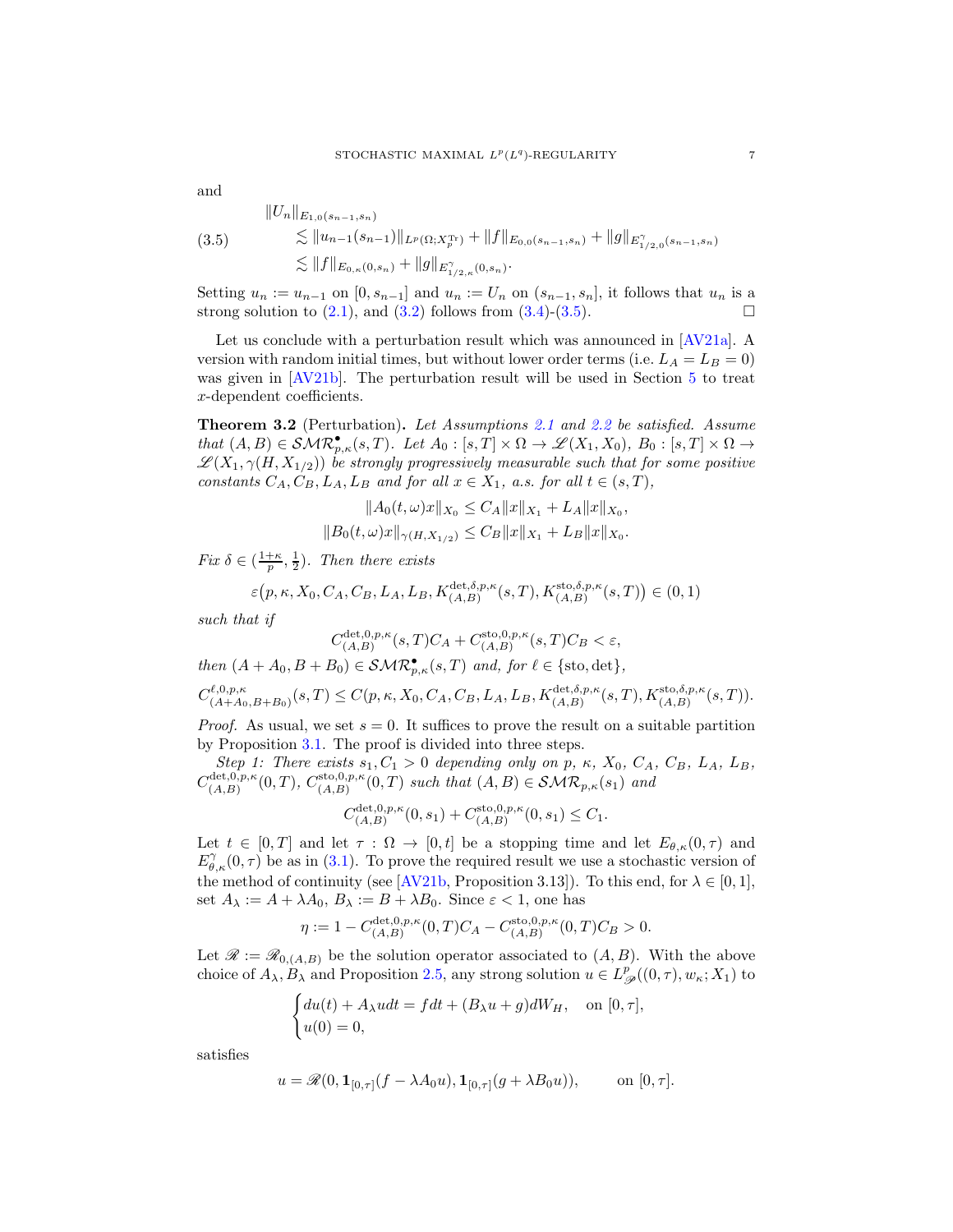and

$$
\begin{aligned}
&\|U_n\|_{E_{1,0}(s_{n-1},s_n)}\\
(3.5)\qquad &\lesssim \|u_{n-1}(s_{n-1})\|_{L^p(\Omega;X_p^{\mathrm{Tr}})} + \|f\|_{E_{0,0}(s_{n-1},s_n)} + \|g\|_{E^\gamma_{1/2,0}(s_{n-1},s_n)}\\
&\lesssim \|f\|_{E_{0,\kappa}(0,s_n)} + \|g\|_{E^\gamma_{1/2,\kappa}(0,s_n)}.
\end{aligned}
$$

Setting $u_n := u_{n-1}$ on $[0, s_{n-1}]$ and $u_n := U_n$ on $(s_{n-1}, s_n]$, it follows that $u_n$ is a strong solution to (2.1), and (3.2) follows from (3.4)-(3.5). $\square$

Let us conclude with a perturbation result which was announced in [AV21a]. A version with random initial times, but without lower order terms (i.e. $L_A = L_B = 0$) was given in [AV21b]. The perturbation result will be used in Section 5 to treat $x$-dependent coefficients.

**Theorem 3.2** (Perturbation)**.** *Let Assumptions 2.1 and 2.2 be satisfied. Assume that $(A, B) \in \mathcal{SMR}^\bullet_{p,\kappa}(s, T)$. Let $A_0 : [s, T] \times \Omega \to \mathscr{L}(X_1, X_0)$, $B_0 : [s, T] \times \Omega \to \mathscr{L}(X_1, \gamma(H, X_{1/2}))$ be strongly progressively measurable such that for some positive constants $C_A, C_B, L_A, L_B$ and for all $x \in X_1$, a.s. for all $t \in (s, T)$,*

$$
\|A_0(t, \omega)x\|_{X_0} \le C_A\|x\|_{X_1} + L_A\|x\|_{X_0},
$$
$$
\|B_0(t, \omega)x\|_{\gamma(H,X_{1/2})} \le C_B\|x\|_{X_1} + L_B\|x\|_{X_0}.
$$

*Fix $\delta \in (\frac{1+\kappa}{p}, \frac{1}{2})$. Then there exists*

$$
\varepsilon\big(p, \kappa, X_0, C_A, C_B, L_A, L_B, K^{\det,\delta,p,\kappa}_{(A,B)}(s, T), K^{\mathrm{sto},\delta,p,\kappa}_{(A,B)}(s, T)\big) \in (0, 1)
$$

*such that if*

$$
C^{\det,0,p,\kappa}_{(A,B)}(s, T)C_A + C^{\mathrm{sto},0,p,\kappa}_{(A,B)}(s, T)C_B < \varepsilon,
$$

*then $(A + A_0, B + B_0) \in \mathcal{SMR}^\bullet_{p,\kappa}(s, T)$ and, for $\ell \in \{\mathrm{sto}, \det\}$,*

$$
C^{\ell,0,p,\kappa}_{(A+A_0,B+B_0)}(s, T) \le C(p, \kappa, X_0, C_A, C_B, L_A, L_B, K^{\det,\delta,p,\kappa}_{(A,B)}(s, T), K^{\mathrm{sto},\delta,p,\kappa}_{(A,B)}(s, T)).
$$

*Proof.* As usual, we set $s = 0$. It suffices to prove the result on a suitable partition by Proposition 3.1. The proof is divided into three steps.

*Step 1: There exists $s_1, C_1 > 0$ depending only on $p$, $\kappa$, $X_0$, $C_A$, $C_B$, $L_A$, $L_B$, $C^{\det,0,p,\kappa}_{(A,B)}(0, T)$, $C^{\mathrm{sto},0,p,\kappa}_{(A,B)}(0, T)$ such that $(A, B) \in \mathcal{SMR}_{p,\kappa}(s_1)$ and*

$$
C^{\det,0,p,\kappa}_{(A,B)}(0, s_1) + C^{\mathrm{sto},0,p,\kappa}_{(A,B)}(0, s_1) \le C_1.
$$

Let $t \in [0, T]$ and let $\tau : \Omega \to [0, t]$ be a stopping time and let $E_{\theta,\kappa}(0, \tau)$ and $E^\gamma_{\theta,\kappa}(0, \tau)$ be as in (3.1). To prove the required result we use a stochastic version of the method of continuity (see [AV21b, Proposition 3.13]). To this end, for $\lambda \in [0, 1]$, set $A_\lambda := A + \lambda A_0$, $B_\lambda := B + \lambda B_0$. Since $\varepsilon < 1$, one has

$$
\eta := 1 - C^{\det,0,p,\kappa}_{(A,B)}(0, T)C_A - C^{\mathrm{sto},0,p,\kappa}_{(A,B)}(0, T)C_B > 0.
$$

Let $\mathscr{R} := \mathscr{R}_{0,(A,B)}$ be the solution operator associated to $(A, B)$. With the above choice of $A_\lambda, B_\lambda$ and Proposition 2.5, any strong solution $u \in L^p_{\mathscr{P}}((0, \tau), w_\kappa; X_1)$ to

$$
\begin{cases}
du(t) + A_\lambda u dt = f dt + (B_\lambda u + g)dW_H, & \text{on } [0, \tau],\\
u(0) = 0,
\end{cases}
$$

satisfies

$$
u = \mathscr{R}(0, \mathbf{1}_{[0,\tau]}(f - \lambda A_0 u), \mathbf{1}_{[0,\tau]}(g + \lambda B_0 u)), \qquad \text{on } [0, \tau].
$$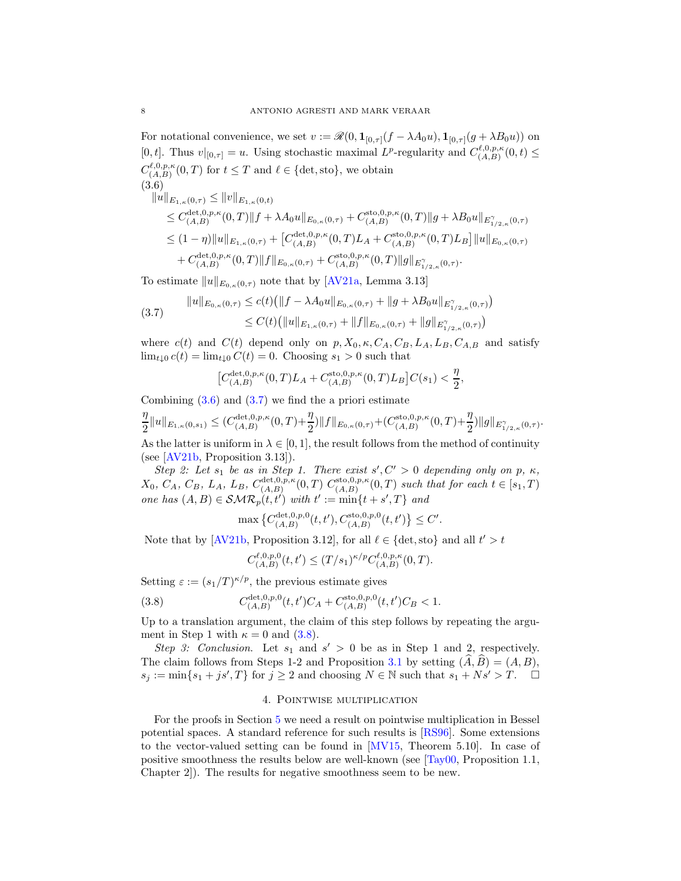For notational convenience, we set $v := \mathscr{R}(0, \mathbf{1}_{[0,\tau]}(f - \lambda A_0 u), \mathbf{1}_{[0,\tau]}(g + \lambda B_0 u))$ on $[0,t]$. Thus $v|_{[0,\tau]} = u$. Using stochastic maximal $L^p$-regularity and $C^{\ell,0,p,\kappa}_{(A,B)}(0,t) \leq C^{\ell,0,p,\kappa}_{(A,B)}(0,T)$ for $t \leq T$ and $\ell \in \{\det, \mathrm{sto}\}$, we obtain

$$
\begin{aligned}
\|u\|_{E_{1,\kappa}(0,\tau)} &\leq \|v\|_{E_{1,\kappa}(0,t)} \\
&\leq C^{\det,0,p,\kappa}_{(A,B)}(0,T)\|f + \lambda A_0 u\|_{E_{0,\kappa}(0,\tau)} + C^{\mathrm{sto},0,p,\kappa}_{(A,B)}(0,T)\|g + \lambda B_0 u\|_{E^{\gamma}_{1/2,\kappa}(0,\tau)} \\
&\leq (1-\eta)\|u\|_{E_{1,\kappa}(0,\tau)} + \big[C^{\det,0,p,\kappa}_{(A,B)}(0,T)L_A + C^{\mathrm{sto},0,p,\kappa}_{(A,B)}(0,T)L_B\big]\|u\|_{E_{0,\kappa}(0,\tau)} \\
&\quad + C^{\det,0,p,\kappa}_{(A,B)}(0,T)\|f\|_{E_{0,\kappa}(0,\tau)} + C^{\mathrm{sto},0,p,\kappa}_{(A,B)}(0,T)\|g\|_{E^{\gamma}_{1/2,\kappa}(0,\tau)}.
\end{aligned}
\tag{3.6}
$$

To estimate $\|u\|_{E_{0,\kappa}(0,\tau)}$ note that by [AV21a, Lemma 3.13]

$$
\begin{aligned}
\|u\|_{E_{0,\kappa}(0,\tau)} &\leq c(t)\big(\|f - \lambda A_0 u\|_{E_{0,\kappa}(0,\tau)} + \|g + \lambda B_0 u\|_{E^{\gamma}_{1/2,\kappa}(0,\tau)}\big) \\
&\leq C(t)\big(\|u\|_{E_{1,\kappa}(0,\tau)} + \|f\|_{E_{0,\kappa}(0,\tau)} + \|g\|_{E^{\gamma}_{1/2,\kappa}(0,\tau)}\big)
\end{aligned}
\tag{3.7}
$$

where $c(t)$ and $C(t)$ depend only on $p, X_0, \kappa, C_A, C_B, L_A, L_B, C_{A,B}$ and satisfy $\lim_{t\downarrow 0} c(t) = \lim_{t\downarrow 0} C(t) = 0$. Choosing $s_1 > 0$ such that

$$
\big[C^{\det,0,p,\kappa}_{(A,B)}(0,T)L_A + C^{\mathrm{sto},0,p,\kappa}_{(A,B)}(0,T)L_B\big]C(s_1) < \frac{\eta}{2},
$$

Combining (3.6) and (3.7) we find the a priori estimate

$$
\frac{\eta}{2}\|u\|_{E_{1,\kappa}(0,s_1)} \leq \Big(C^{\det,0,p,\kappa}_{(A,B)}(0,T) + \frac{\eta}{2}\Big)\|f\|_{E_{0,\kappa}(0,\tau)} + \Big(C^{\mathrm{sto},0,p,\kappa}_{(A,B)}(0,T) + \frac{\eta}{2}\Big)\|g\|_{E^{\gamma}_{1/2,\kappa}(0,\tau)}.
$$

As the latter is uniform in $\lambda \in [0,1]$, the result follows from the method of continuity (see [AV21b, Proposition 3.13]).

*Step 2: Let $s_1$ be as in Step 1. There exist $s', C' > 0$ depending only on $p$, $\kappa$, $X_0$, $C_A$, $C_B$, $L_A$, $L_B$, $C^{\det,0,p,\kappa}_{(A,B)}(0,T)$ $C^{\mathrm{sto},0,p,\kappa}_{(A,B)}(0,T)$ such that for each $t \in [s_1, T)$ one has $(A,B) \in \mathcal{SMR}_p(t,t')$ with $t' := \min\{t + s', T\}$ and*

$$
\max\big\{C^{\det,0,p,0}_{(A,B)}(t,t'), C^{\mathrm{sto},0,p,0}_{(A,B)}(t,t')\big\} \leq C'.
$$

Note that by [AV21b, Proposition 3.12], for all $\ell \in \{\det, \mathrm{sto}\}$ and all $t' > t$

$$
C^{\ell,0,p,0}_{(A,B)}(t,t') \leq (T/s_1)^{\kappa/p} C^{\ell,0,p,\kappa}_{(A,B)}(0,T).
$$

Setting $\varepsilon := (s_1/T)^{\kappa/p}$, the previous estimate gives

$$
C^{\det,0,p,0}_{(A,B)}(t,t')C_A + C^{\mathrm{sto},0,p,0}_{(A,B)}(t,t')C_B < 1. \tag{3.8}
$$

Up to a translation argument, the claim of this step follows by repeating the argument in Step 1 with $\kappa = 0$ and (3.8).

*Step 3: Conclusion.* Let $s_1$ and $s' > 0$ be as in Step 1 and 2, respectively. The claim follows from Steps 1-2 and Proposition 3.1 by setting $(\widehat{A}, \widehat{B}) = (A,B)$, $s_j := \min\{s_1 + js', T\}$ for $j \geq 2$ and choosing $N \in \mathbb{N}$ such that $s_1 + Ns' > T$. $\square$

## 4. Pointwise multiplication

For the proofs in Section 5 we need a result on pointwise multiplication in Bessel potential spaces. A standard reference for such results is [RS96]. Some extensions to the vector-valued setting can be found in [MV15, Theorem 5.10]. In case of positive smoothness the results below are well-known (see [Tay00, Proposition 1.1, Chapter 2]). The results for negative smoothness seem to be new.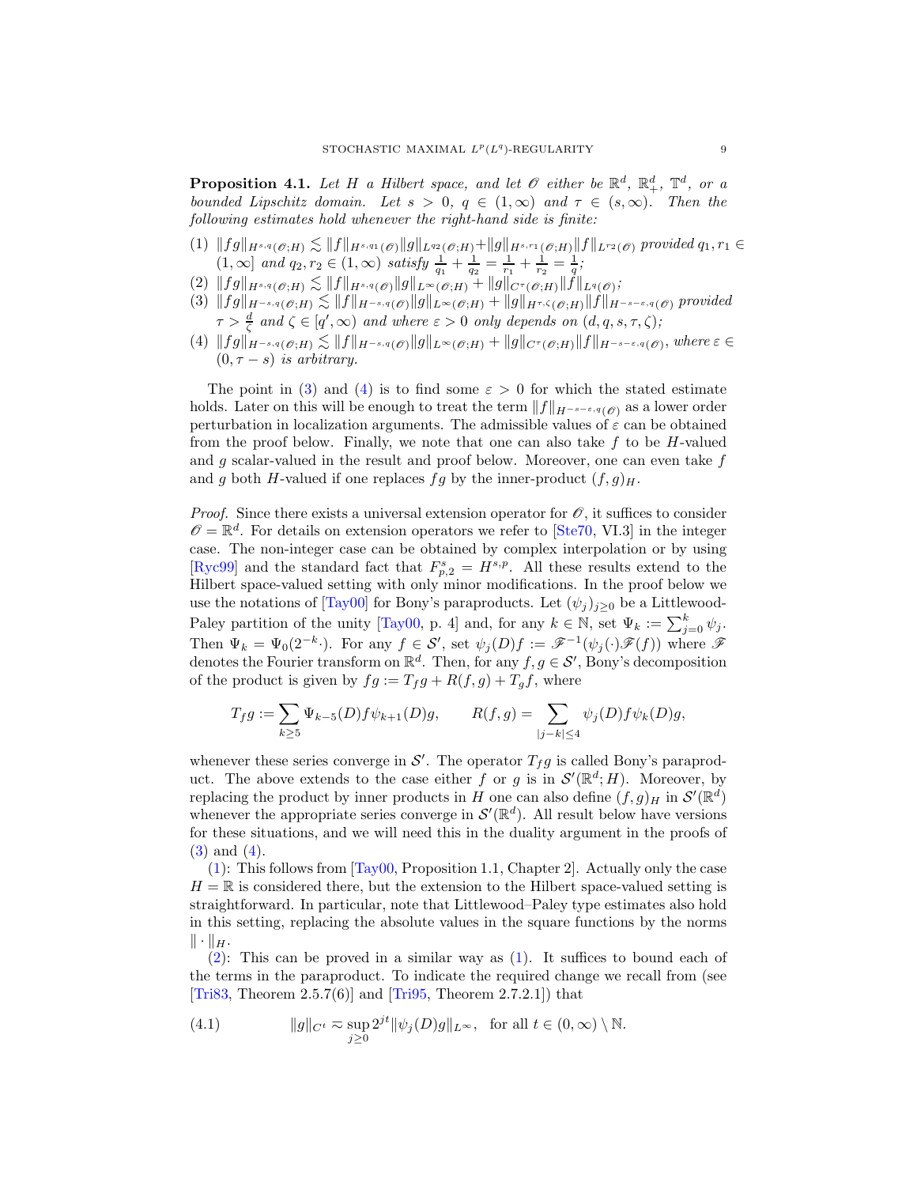**Proposition 4.1.** *Let $H$ a Hilbert space, and let $\mathscr{O}$ either be $\mathbb{R}^d$, $\mathbb{R}^d_+$, $\mathbb{T}^d$, or a bounded Lipschitz domain. Let $s > 0$, $q \in (1,\infty)$ and $\tau \in (s,\infty)$. Then the following estimates hold whenever the right-hand side is finite:*

(1) $\|fg\|_{H^{s,q}(\mathscr{O};H)} \lesssim \|f\|_{H^{s,q_1}(\mathscr{O})}\|g\|_{L^{q_2}(\mathscr{O};H)} + \|g\|_{H^{s,r_1}(\mathscr{O};H)}\|f\|_{L^{r_2}(\mathscr{O})}$ *provided* $q_1, r_1 \in (1,\infty]$ *and* $q_2, r_2 \in (1,\infty)$ *satisfy* $\frac{1}{q_1}+\frac{1}{q_2}=\frac{1}{r_1}+\frac{1}{r_2}=\frac{1}{q}$;

(2) $\|fg\|_{H^{s,q}(\mathscr{O};H)} \lesssim \|f\|_{H^{s,q}(\mathscr{O})}\|g\|_{L^\infty(\mathscr{O};H)} + \|g\|_{C^\tau(\mathscr{O};H)}\|f\|_{L^q(\mathscr{O})}$;

(3) $\|fg\|_{H^{-s,q}(\mathscr{O};H)} \lesssim \|f\|_{H^{-s,q}(\mathscr{O})}\|g\|_{L^\infty(\mathscr{O};H)} + \|g\|_{H^{\tau,\zeta}(\mathscr{O};H)}\|f\|_{H^{-s-\varepsilon,q}(\mathscr{O})}$ *provided* $\tau > \frac{d}{\zeta}$ *and* $\zeta \in [q',\infty)$ *and where* $\varepsilon > 0$ *only depends on* $(d,q,s,\tau,\zeta)$;

(4) $\|fg\|_{H^{-s,q}(\mathscr{O};H)} \lesssim \|f\|_{H^{-s,q}(\mathscr{O})}\|g\|_{L^\infty(\mathscr{O};H)} + \|g\|_{C^\tau(\mathscr{O};H)}\|f\|_{H^{-s-\varepsilon,q}(\mathscr{O})}$, *where* $\varepsilon \in (0,\tau-s)$ *is arbitrary.*

The point in (3) and (4) is to find some $\varepsilon > 0$ for which the stated estimate holds. Later on this will be enough to treat the term $\|f\|_{H^{-s-\varepsilon,q}(\mathscr{O})}$ as a lower order perturbation in localization arguments. The admissible values of $\varepsilon$ can be obtained from the proof below. Finally, we note that one can also take $f$ to be $H$-valued and $g$ scalar-valued in the result and proof below. Moreover, one can even take $f$ and $g$ both $H$-valued if one replaces $fg$ by the inner-product $(f,g)_H$.

*Proof.* Since there exists a universal extension operator for $\mathscr{O}$, it suffices to consider $\mathscr{O} = \mathbb{R}^d$. For details on extension operators we refer to [Ste70, VI.3] in the integer case. The non-integer case can be obtained by complex interpolation or by using [Ryc99] and the standard fact that $F^s_{p,2} = H^{s,p}$. All these results extend to the Hilbert space-valued setting with only minor modifications. In the proof below we use the notations of [Tay00] for Bony's paraproducts. Let $(\psi_j)_{j\geq 0}$ be a Littlewood-Paley partition of the unity [Tay00, p. 4] and, for any $k \in \mathbb{N}$, set $\Psi_k := \sum_{j=0}^k \psi_j$. Then $\Psi_k = \Psi_0(2^{-k}\cdot)$. For any $f \in \mathcal{S}'$, set $\psi_j(D)f := \mathscr{F}^{-1}(\psi_j(\cdot)\mathscr{F}(f))$ where $\mathscr{F}$ denotes the Fourier transform on $\mathbb{R}^d$. Then, for any $f,g \in \mathcal{S}'$, Bony's decomposition of the product is given by $fg := T_f g + R(f,g) + T_g f$, where

$$T_f g := \sum_{k\geq 5} \Psi_{k-5}(D)f\,\psi_{k+1}(D)g, \qquad R(f,g) = \sum_{|j-k|\leq 4} \psi_j(D)f\,\psi_k(D)g,$$

whenever these series converge in $\mathcal{S}'$. The operator $T_f g$ is called Bony's paraproduct. The above extends to the case either $f$ or $g$ is in $\mathcal{S}'(\mathbb{R}^d;H)$. Moreover, by replacing the product by inner products in $H$ one can also define $(f,g)_H$ in $\mathcal{S}'(\mathbb{R}^d)$ whenever the appropriate series converge in $\mathcal{S}'(\mathbb{R}^d)$. All result below have versions for these situations, and we will need this in the duality argument in the proofs of (3) and (4).

(1): This follows from [Tay00, Proposition 1.1, Chapter 2]. Actually only the case $H = \mathbb{R}$ is considered there, but the extension to the Hilbert space-valued setting is straightforward. In particular, note that Littlewood–Paley type estimates also hold in this setting, replacing the absolute values in the square functions by the norms $\|\cdot\|_H$.

(2): This can be proved in a similar way as (1). It suffices to bound each of the terms in the paraproduct. To indicate the required change we recall from (see [Tri83, Theorem 2.5.7(6)] and [Tri95, Theorem 2.7.2.1]) that

$$\|g\|_{C^t} \eqsim \sup_{j\geq 0} 2^{jt}\|\psi_j(D)g\|_{L^\infty}, \quad \text{for all } t \in (0,\infty)\setminus\mathbb{N}. \tag{4.1}$$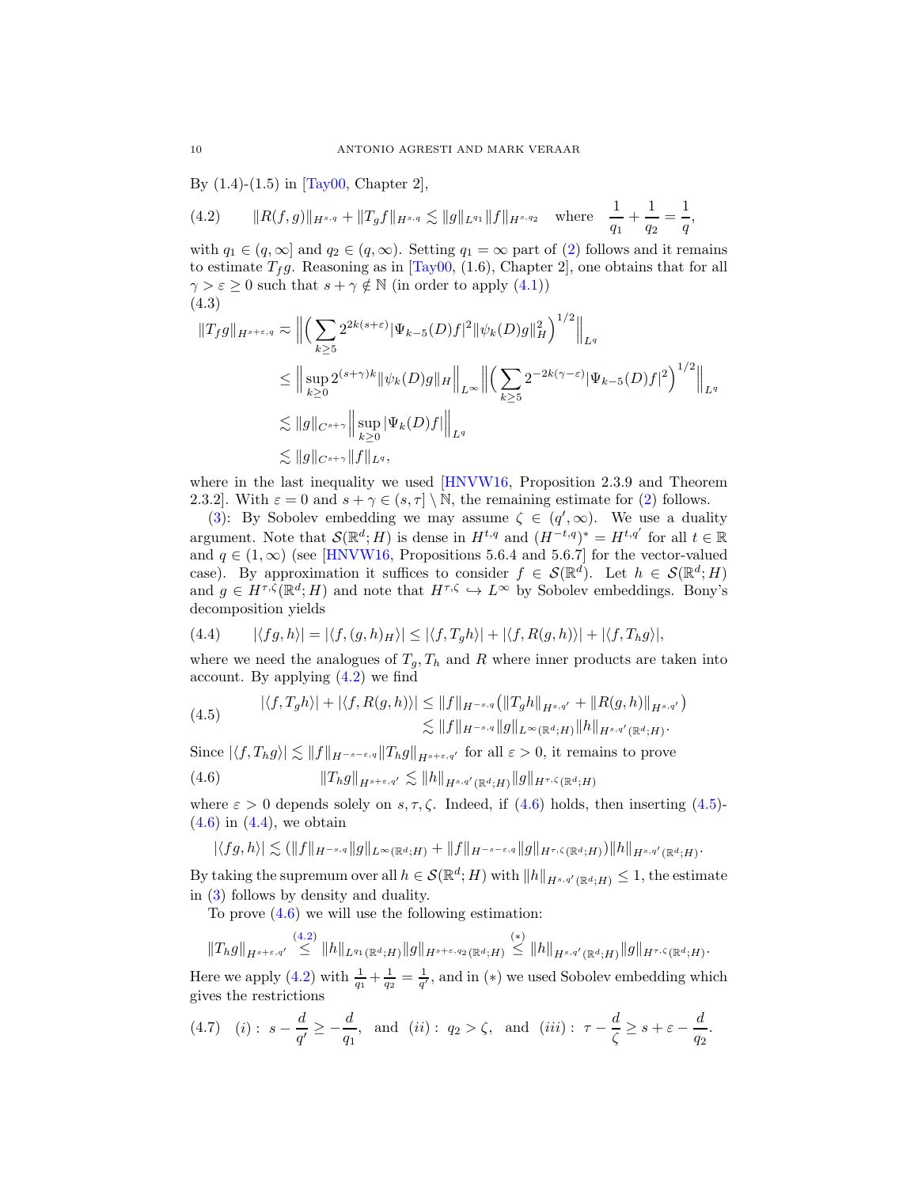By (1.4)-(1.5) in [Tay00, Chapter 2],

$$\|R(f,g)\|_{H^{s,q}} + \|T_g f\|_{H^{s,q}} \lesssim \|g\|_{L^{q_1}} \|f\|_{H^{s,q_2}} \quad \text{where} \quad \frac{1}{q_1} + \frac{1}{q_2} = \frac{1}{q}, \tag{4.2}$$

with $q_1 \in (q, \infty]$ and $q_2 \in (q, \infty)$. Setting $q_1 = \infty$ part of (2) follows and it remains to estimate $T_f g$. Reasoning as in [Tay00, (1.6), Chapter 2], one obtains that for all $\gamma > \varepsilon \geq 0$ such that $s + \gamma \notin \mathbb{N}$ (in order to apply (4.1))

$$\begin{aligned}
\|T_f g\|_{H^{s+\varepsilon,q}} &\eqsim \Big\| \Big( \sum_{k\geq 5} 2^{2k(s+\varepsilon)} |\Psi_{k-5}(D) f|^2 \|\psi_k(D) g\|_H^2 \Big)^{1/2} \Big\|_{L^q} \\
&\leq \Big\| \sup_{k\geq 0} 2^{(s+\gamma)k} \|\psi_k(D) g\|_H \Big\|_{L^\infty} \Big\| \Big( \sum_{k\geq 5} 2^{-2k(\gamma-\varepsilon)} |\Psi_{k-5}(D) f|^2 \Big)^{1/2} \Big\|_{L^q} \\
&\lesssim \|g\|_{C^{s+\gamma}} \Big\| \sup_{k\geq 0} |\Psi_k(D) f| \Big\|_{L^q} \\
&\lesssim \|g\|_{C^{s+\gamma}} \|f\|_{L^q},
\end{aligned} \tag{4.3}$$

where in the last inequality we used [HNVW16, Proposition 2.3.9 and Theorem 2.3.2]. With $\varepsilon = 0$ and $s + \gamma \in (s, \tau] \setminus \mathbb{N}$, the remaining estimate for (2) follows.

(3): By Sobolev embedding we may assume $\zeta \in (q', \infty)$. We use a duality argument. Note that $\mathcal{S}(\mathbb{R}^d; H)$ is dense in $H^{t,q}$ and $(H^{-t,q})^* = H^{t,q'}$ for all $t \in \mathbb{R}$ and $q \in (1, \infty)$ (see [HNVW16, Propositions 5.6.4 and 5.6.7] for the vector-valued case). By approximation it suffices to consider $f \in \mathcal{S}(\mathbb{R}^d)$. Let $h \in \mathcal{S}(\mathbb{R}^d; H)$ and $g \in H^{\tau,\zeta}(\mathbb{R}^d; H)$ and note that $H^{\tau,\zeta} \hookrightarrow L^\infty$ by Sobolev embeddings. Bony's decomposition yields

$$|\langle fg, h\rangle| = |\langle f, (g,h)_H\rangle| \leq |\langle f, T_g h\rangle| + |\langle f, R(g,h)\rangle| + |\langle f, T_h g\rangle|, \tag{4.4}$$

where we need the analogues of $T_g, T_h$ and $R$ where inner products are taken into account. By applying (4.2) we find

$$\begin{aligned}
|\langle f, T_g h\rangle| + |\langle f, R(g,h)\rangle| &\leq \|f\|_{H^{-s,q}} \big( \|T_g h\|_{H^{s,q'}} + \|R(g,h)\|_{H^{s,q'}} \big) \\
&\lesssim \|f\|_{H^{-s,q}} \|g\|_{L^\infty(\mathbb{R}^d;H)} \|h\|_{H^{s,q'}(\mathbb{R}^d;H)}.
\end{aligned} \tag{4.5}$$

Since $|\langle f, T_h g\rangle| \lesssim \|f\|_{H^{-s-\varepsilon,q}} \|T_h g\|_{H^{s+\varepsilon,q'}}$ for all $\varepsilon > 0$, it remains to prove

$$\|T_h g\|_{H^{s+\varepsilon,q'}} \lesssim \|h\|_{H^{s,q'}(\mathbb{R}^d;H)} \|g\|_{H^{\tau,\zeta}(\mathbb{R}^d;H)} \tag{4.6}$$

where $\varepsilon > 0$ depends solely on $s, \tau, \zeta$. Indeed, if (4.6) holds, then inserting (4.5)-(4.6) in (4.4), we obtain

$$|\langle fg, h\rangle| \lesssim (\|f\|_{H^{-s,q}} \|g\|_{L^\infty(\mathbb{R}^d;H)} + \|f\|_{H^{-s-\varepsilon,q}} \|g\|_{H^{\tau,\zeta}(\mathbb{R}^d;H)}) \|h\|_{H^{s,q'}(\mathbb{R}^d;H)}.$$

By taking the supremum over all $h \in \mathcal{S}(\mathbb{R}^d; H)$ with $\|h\|_{H^{s,q'}(\mathbb{R}^d;H)} \leq 1$, the estimate in (3) follows by density and duality.

To prove (4.6) we will use the following estimation:

$$\|T_h g\|_{H^{s+\varepsilon,q'}} \overset{(4.2)}{\leq} \|h\|_{L^{q_1}(\mathbb{R}^d;H)} \|g\|_{H^{s+\varepsilon,q_2}(\mathbb{R}^d;H)} \overset{(*)}{\leq} \|h\|_{H^{s,q'}(\mathbb{R}^d;H)} \|g\|_{H^{\tau,\zeta}(\mathbb{R}^d;H)}.$$

Here we apply (4.2) with $\frac{1}{q_1} + \frac{1}{q_2} = \frac{1}{q'}$, and in $(*)$ we used Sobolev embedding which gives the restrictions

$$(i): \ s - \frac{d}{q'} \geq -\frac{d}{q_1}, \quad \text{and} \quad (ii): \ q_2 > \zeta, \quad \text{and} \quad (iii): \ \tau - \frac{d}{\zeta} \geq s + \varepsilon - \frac{d}{q_2}. \tag{4.7}$$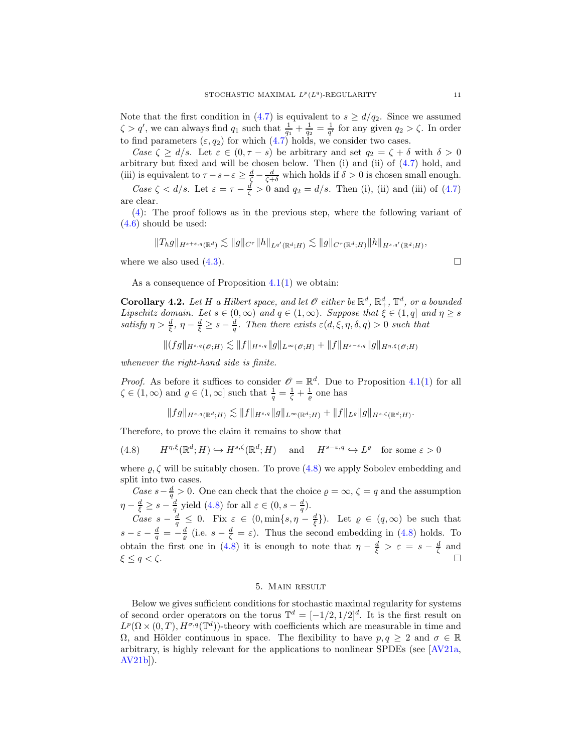Note that the first condition in (4.7) is equivalent to $s \geq d/q_2$. Since we assumed $\zeta > q'$, we can always find $q_1$ such that $\frac{1}{q_1} + \frac{1}{q_2} = \frac{1}{q'}$ for any given $q_2 > \zeta$. In order to find parameters $(\varepsilon, q_2)$ for which (4.7) holds, we consider two cases.

*Case* $\zeta \geq d/s$. Let $\varepsilon \in (0, \tau - s)$ be arbitrary and set $q_2 = \zeta + \delta$ with $\delta > 0$ arbitrary but fixed and will be chosen below. Then (i) and (ii) of (4.7) hold, and (iii) is equivalent to $\tau - s - \varepsilon \geq \frac{d}{\zeta} - \frac{d}{\zeta+\delta}$ which holds if $\delta > 0$ is chosen small enough.

*Case* $\zeta < d/s$. Let $\varepsilon = \tau - \frac{d}{\zeta} > 0$ and $q_2 = d/s$. Then (i), (ii) and (iii) of (4.7) are clear.

(4): The proof follows as in the previous step, where the following variant of (4.6) should be used:

$$\|T_h g\|_{H^{s+\varepsilon,q}(\mathbb{R}^d)} \lesssim \|g\|_{C^\tau} \|h\|_{L^{q'}(\mathbb{R}^d;H)} \lesssim \|g\|_{C^\tau(\mathbb{R}^d;H)} \|h\|_{H^{s,q'}(\mathbb{R}^d;H)},$$

where we also used (4.3). □

As a consequence of Proposition 4.1(1) we obtain:

**Corollary 4.2.** *Let $H$ a Hilbert space, and let $\mathscr{O}$ either be $\mathbb{R}^d$, $\mathbb{R}^d_+$, $\mathbb{T}^d$, or a bounded Lipschitz domain. Let $s \in (0, \infty)$ and $q \in (1, \infty)$. Suppose that $\xi \in (1, q]$ and $\eta \geq s$ satisfy $\eta > \frac{d}{\xi}$, $\eta - \frac{d}{\xi} \geq s - \frac{d}{q}$. Then there exists $\varepsilon(d, \xi, \eta, \delta, q) > 0$ such that*

$$\|(fg\|_{H^{s,q}(\mathscr{O};H)} \lesssim \|f\|_{H^{s,q}} \|g\|_{L^\infty(\mathscr{O};H)} + \|f\|_{H^{s-\varepsilon,q}} \|g\|_{H^{\eta,\xi}(\mathscr{O};H)}$$

*whenever the right-hand side is finite.*

*Proof.* As before it suffices to consider $\mathscr{O} = \mathbb{R}^d$. Due to Proposition 4.1(1) for all $\zeta \in (1, \infty)$ and $\varrho \in (1, \infty]$ such that $\frac{1}{q} = \frac{1}{\zeta} + \frac{1}{\varrho}$ one has

$$\|fg\|_{H^{s,q}(\mathbb{R}^d;H)} \lesssim \|f\|_{H^{s,q}} \|g\|_{L^\infty(\mathbb{R}^d;H)} + \|f\|_{L^\varrho} \|g\|_{H^{s,\zeta}(\mathbb{R}^d;H)}.$$

Therefore, to prove the claim it remains to show that

$$H^{\eta,\xi}(\mathbb{R}^d;H) \hookrightarrow H^{s,\zeta}(\mathbb{R}^d;H) \quad \text{and} \quad H^{s-\varepsilon,q} \hookrightarrow L^\varrho \quad \text{for some } \varepsilon > 0 \tag{4.8}$$

where $\varrho, \zeta$ will be suitably chosen. To prove (4.8) we apply Sobolev embedding and split into two cases.

*Case* $s - \frac{d}{q} > 0$. One can check that the choice $\varrho = \infty$, $\zeta = q$ and the assumption $\eta - \frac{d}{\xi} \geq s - \frac{d}{q}$ yield (4.8) for all $\varepsilon \in (0, s - \frac{d}{q})$.

*Case* $s - \frac{d}{q} \leq 0$. Fix $\varepsilon \in (0, \min\{s, \eta - \frac{d}{\xi}\})$. Let $\varrho \in (q, \infty)$ be such that $s - \varepsilon - \frac{d}{q} = -\frac{d}{\varrho}$ (i.e. $s - \frac{d}{\zeta} = \varepsilon$). Thus the second embedding in (4.8) holds. To obtain the first one in (4.8) it is enough to note that $\eta - \frac{d}{\xi} > \varepsilon = s - \frac{d}{\zeta}$ and $\xi \leq q < \zeta$. □

## 5. Main result

Below we gives sufficient conditions for stochastic maximal regularity for systems of second order operators on the torus $\mathbb{T}^d = [-1/2, 1/2]^d$. It is the first result on $L^p(\Omega \times (0,T), H^{\sigma,q}(\mathbb{T}^d))$-theory with coefficients which are measurable in time and $\Omega$, and Hölder continuous in space. The flexibility to have $p, q \geq 2$ and $\sigma \in \mathbb{R}$ arbitrary, is highly relevant for the applications to nonlinear SPDEs (see [AV21a, AV21b]).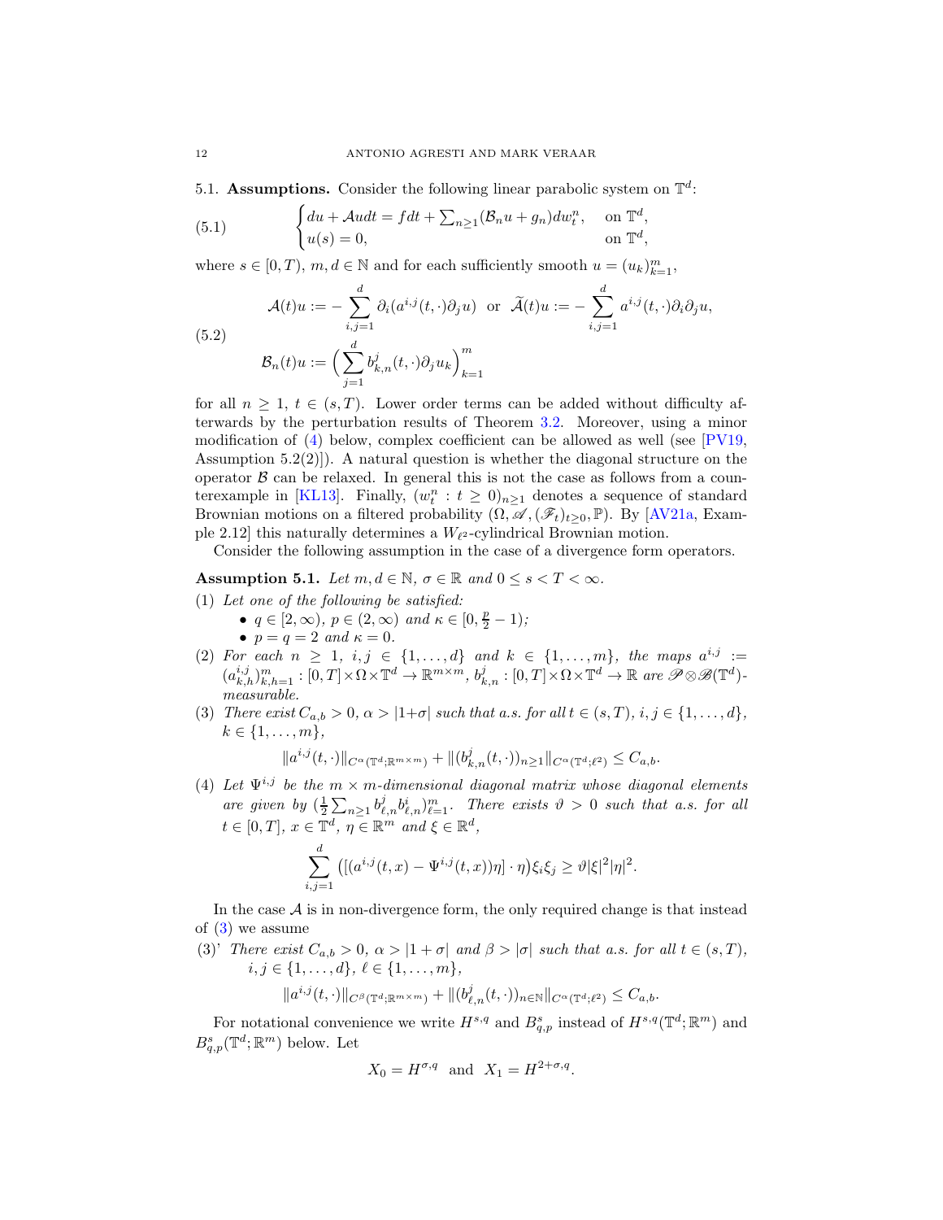### 5.1. Assumptions.

Consider the following linear parabolic system on $\mathbb{T}^d$:

$$
\begin{cases} du + \mathcal{A}u dt = f dt + \sum_{n\geq 1} (\mathcal{B}_n u + g_n) dw_t^n, & \text{on } \mathbb{T}^d, \\ u(s) = 0, & \text{on } \mathbb{T}^d, \end{cases} \tag{5.1}
$$

where $s \in [0,T)$, $m,d \in \mathbb{N}$ and for each sufficiently smooth $u = (u_k)_{k=1}^m$,

$$
\begin{aligned}
&\mathcal{A}(t)u := -\sum_{i,j=1}^d \partial_i (a^{i,j}(t,\cdot)\partial_j u) \quad \text{or} \quad \widetilde{\mathcal{A}}(t)u := -\sum_{i,j=1}^d a^{i,j}(t,\cdot)\partial_i\partial_j u, \\
&\mathcal{B}_n(t)u := \Big( \sum_{j=1}^d b_{k,n}^j (t,\cdot)\partial_j u_k \Big)_{k=1}^m
\end{aligned} \tag{5.2}
$$

for all $n \geq 1$, $t \in (s,T)$. Lower order terms can be added without difficulty afterwards by the perturbation results of Theorem 3.2. Moreover, using a minor modification of (4) below, complex coefficient can be allowed as well (see [PV19, Assumption 5.2(2)]). A natural question is whether the diagonal structure on the operator $\mathcal{B}$ can be relaxed. In general this is not the case as follows from a counterexample in [KL13]. Finally, $(w_t^n : t \geq 0)_{n\geq 1}$ denotes a sequence of standard Brownian motions on a filtered probability $(\Omega, \mathscr{A}, (\mathscr{F}_t)_{t\geq 0}, \mathbb{P})$. By [AV21a, Example 2.12] this naturally determines a $W_{\ell^2}$-cylindrical Brownian motion.

Consider the following assumption in the case of a divergence form operators.

**Assumption 5.1.** *Let $m, d \in \mathbb{N}$, $\sigma \in \mathbb{R}$ and $0 \leq s < T < \infty$.*

(1) *Let one of the following be satisfied:*
   - *$q \in [2,\infty)$, $p \in (2,\infty)$ and $\kappa \in [0, \frac{p}{2} - 1)$;*
   - *$p = q = 2$ and $\kappa = 0$.*

(2) *For each $n \geq 1$, $i,j \in \{1,\dots,d\}$ and $k \in \{1,\dots,m\}$, the maps $a^{i,j} := (a_{k,h}^{i,j})_{k,h=1}^m : [0,T]\times\Omega\times\mathbb{T}^d \to \mathbb{R}^{m\times m}$, $b_{k,n}^j : [0,T]\times\Omega\times\mathbb{T}^d \to \mathbb{R}$ are $\mathscr{P}\otimes\mathscr{B}(\mathbb{T}^d)$-measurable.*

(3) *There exist $C_{a,b} > 0$, $\alpha > |1+\sigma|$ such that a.s. for all $t \in (s,T)$, $i,j \in \{1,\dots,d\}$, $k \in \{1,\dots,m\}$,*
$$\|a^{i,j}(t,\cdot)\|_{C^\alpha(\mathbb{T}^d;\mathbb{R}^{m\times m})} + \|(b_{k,n}^j(t,\cdot))_{n\geq 1}\|_{C^\alpha(\mathbb{T}^d;\ell^2)} \leq C_{a,b}.$$

(4) *Let $\Psi^{i,j}$ be the $m\times m$-dimensional diagonal matrix whose diagonal elements are given by $(\frac{1}{2}\sum_{n\geq 1} b_{\ell,n}^j b_{\ell,n}^i)_{\ell=1}^m$. There exists $\vartheta > 0$ such that a.s. for all $t \in [0,T]$, $x \in \mathbb{T}^d$, $\eta \in \mathbb{R}^m$ and $\xi \in \mathbb{R}^d$,*
$$\sum_{i,j=1}^d \big([(a^{i,j}(t,x) - \Psi^{i,j}(t,x))\eta]\cdot\eta\big)\xi_i\xi_j \geq \vartheta|\xi|^2|\eta|^2.$$

In the case $\mathcal{A}$ is in non-divergence form, the only required change is that instead of (3) we assume

(3)' *There exist $C_{a,b} > 0$, $\alpha > |1+\sigma|$ and $\beta > |\sigma|$ such that a.s. for all $t \in (s,T)$, $i,j \in \{1,\dots,d\}$, $\ell \in \{1,\dots,m\}$,*
$$\|a^{i,j}(t,\cdot)\|_{C^\beta(\mathbb{T}^d;\mathbb{R}^{m\times m})} + \|(b_{\ell,n}^j(t,\cdot))_{n\in\mathbb{N}}\|_{C^\alpha(\mathbb{T}^d;\ell^2)} \leq C_{a,b}.$$

For notational convenience we write $H^{s,q}$ and $B_{q,p}^s$ instead of $H^{s,q}(\mathbb{T}^d;\mathbb{R}^m)$ and $B_{q,p}^s(\mathbb{T}^d;\mathbb{R}^m)$ below. Let

$$X_0 = H^{\sigma,q} \quad \text{and} \quad X_1 = H^{2+\sigma,q}.$$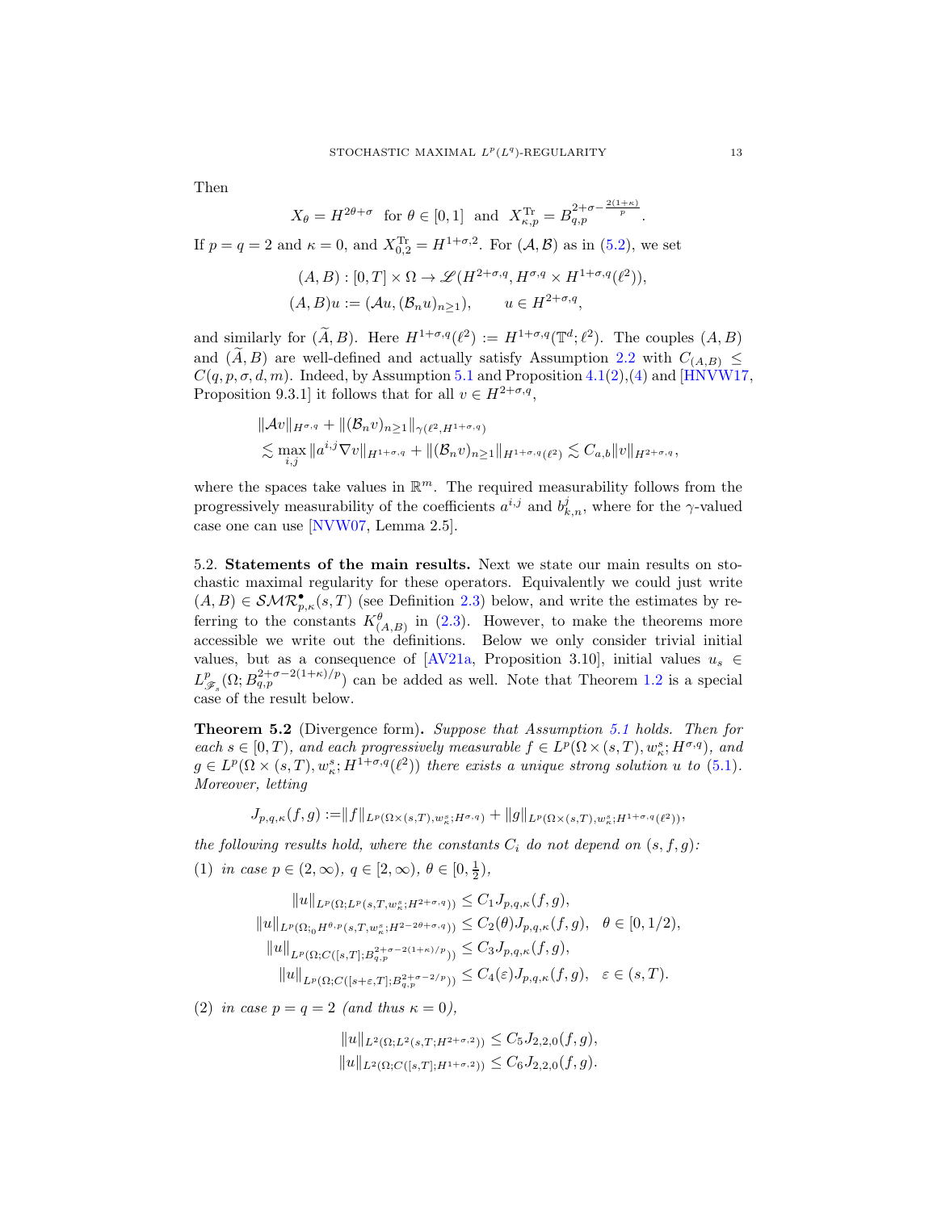Then

$$X_\theta = H^{2\theta+\sigma} \ \text{ for } \theta \in [0,1] \ \text{ and } \ X^{\mathrm{Tr}}_{\kappa,p} = B^{2+\sigma-\frac{2(1+\kappa)}{p}}_{q,p}.$$

If $p = q = 2$ and $\kappa = 0$, and $X^{\mathrm{Tr}}_{0,2} = H^{1+\sigma,2}$. For $(\mathcal{A}, \mathcal{B})$ as in (5.2), we set

$$\begin{aligned}
(A,B) &: [0,T]\times\Omega \to \mathscr{L}(H^{2+\sigma,q}, H^{\sigma,q}\times H^{1+\sigma,q}(\ell^2)),\\
(A,B)u &:= (\mathcal{A}u, (\mathcal{B}_n u)_{n\geq 1}), \qquad u \in H^{2+\sigma,q},
\end{aligned}$$

and similarly for $(\widetilde{A}, B)$. Here $H^{1+\sigma,q}(\ell^2) := H^{1+\sigma,q}(\mathbb{T}^d;\ell^2)$. The couples $(A,B)$ and $(\widetilde{A},B)$ are well-defined and actually satisfy Assumption 2.2 with $C_{(A,B)} \leq C(q,p,\sigma,d,m)$. Indeed, by Assumption 5.1 and Proposition 4.1(2),(4) and [HNVW17, Proposition 9.3.1] it follows that for all $v \in H^{2+\sigma,q}$,

$$\begin{aligned}
&\|\mathcal{A}v\|_{H^{\sigma,q}} + \|(\mathcal{B}_n v)_{n\geq1}\|_{\gamma(\ell^2,H^{1+\sigma,q})}\\
&\lesssim \max_{i,j}\|a^{i,j}\nabla v\|_{H^{1+\sigma,q}} + \|(\mathcal{B}_n v)_{n\geq 1}\|_{H^{1+\sigma,q}(\ell^2)} \lesssim C_{a,b}\|v\|_{H^{2+\sigma,q}},
\end{aligned}$$

where the spaces take values in $\mathbb{R}^m$. The required measurability follows from the progressively measurability of the coefficients $a^{i,j}$ and $b^j_{k,n}$, where for the $\gamma$-valued case one can use [NVW07, Lemma 2.5].

## 5.2. Statements of the main results.

Next we state our main results on stochastic maximal regularity for these operators. Equivalently we could just write $(A,B) \in \mathcal{SMR}^{\bullet}_{p,\kappa}(s,T)$ (see Definition 2.3) below, and write the estimates by referring to the constants $K^{\theta}_{(A,B)}$ in (2.3). However, to make the theorems more accessible we write out the definitions. Below we only consider trivial initial values, but as a consequence of [AV21a, Proposition 3.10], initial values $u_s \in L^p_{\mathscr{F}_s}(\Omega; B^{2+\sigma-2(1+\kappa)/p}_{q,p})$ can be added as well. Note that Theorem 1.2 is a special case of the result below.

**Theorem 5.2** (Divergence form). *Suppose that Assumption 5.1 holds. Then for each $s \in [0,T)$, and each progressively measurable $f \in L^p(\Omega\times(s,T), w^s_\kappa; H^{\sigma,q})$, and $g \in L^p(\Omega\times(s,T), w^s_\kappa; H^{1+\sigma,q}(\ell^2))$ there exists a unique strong solution $u$ to (5.1). Moreover, letting*

$$J_{p,q,\kappa}(f,g) := \|f\|_{L^p(\Omega\times(s,T),w^s_\kappa;H^{\sigma,q})} + \|g\|_{L^p(\Omega\times(s,T),w^s_\kappa;H^{1+\sigma,q}(\ell^2))},$$

*the following results hold, where the constants $C_i$ do not depend on $(s,f,g)$:*

(1) *in case $p \in (2,\infty)$, $q \in [2,\infty)$, $\theta \in [0,\frac{1}{2})$,*

$$\begin{aligned}
\|u\|_{L^p(\Omega;L^p(s,T,w^s_\kappa;H^{2+\sigma,q}))} &\leq C_1 J_{p,q,\kappa}(f,g),\\
\|u\|_{L^p(\Omega;{}_0H^{\theta,p}(s,T,w^s_\kappa;H^{2-2\theta+\sigma,q}))} &\leq C_2(\theta) J_{p,q,\kappa}(f,g), \quad \theta\in[0,1/2),\\
\|u\|_{L^p(\Omega;C([s,T];B^{2+\sigma-2(1+\kappa)/p}_{q,p}))} &\leq C_3 J_{p,q,\kappa}(f,g),\\
\|u\|_{L^p(\Omega;C([s+\varepsilon,T];B^{2+\sigma-2/p}_{q,p}))} &\leq C_4(\varepsilon) J_{p,q,\kappa}(f,g), \quad \varepsilon\in(s,T).
\end{aligned}$$

(2) *in case $p = q = 2$ (and thus $\kappa = 0$),*

$$\begin{aligned}
\|u\|_{L^2(\Omega;L^2(s,T;H^{2+\sigma,2}))} &\leq C_5 J_{2,2,0}(f,g),\\
\|u\|_{L^2(\Omega;C([s,T];H^{1+\sigma,2}))} &\leq C_6 J_{2,2,0}(f,g).
\end{aligned}$$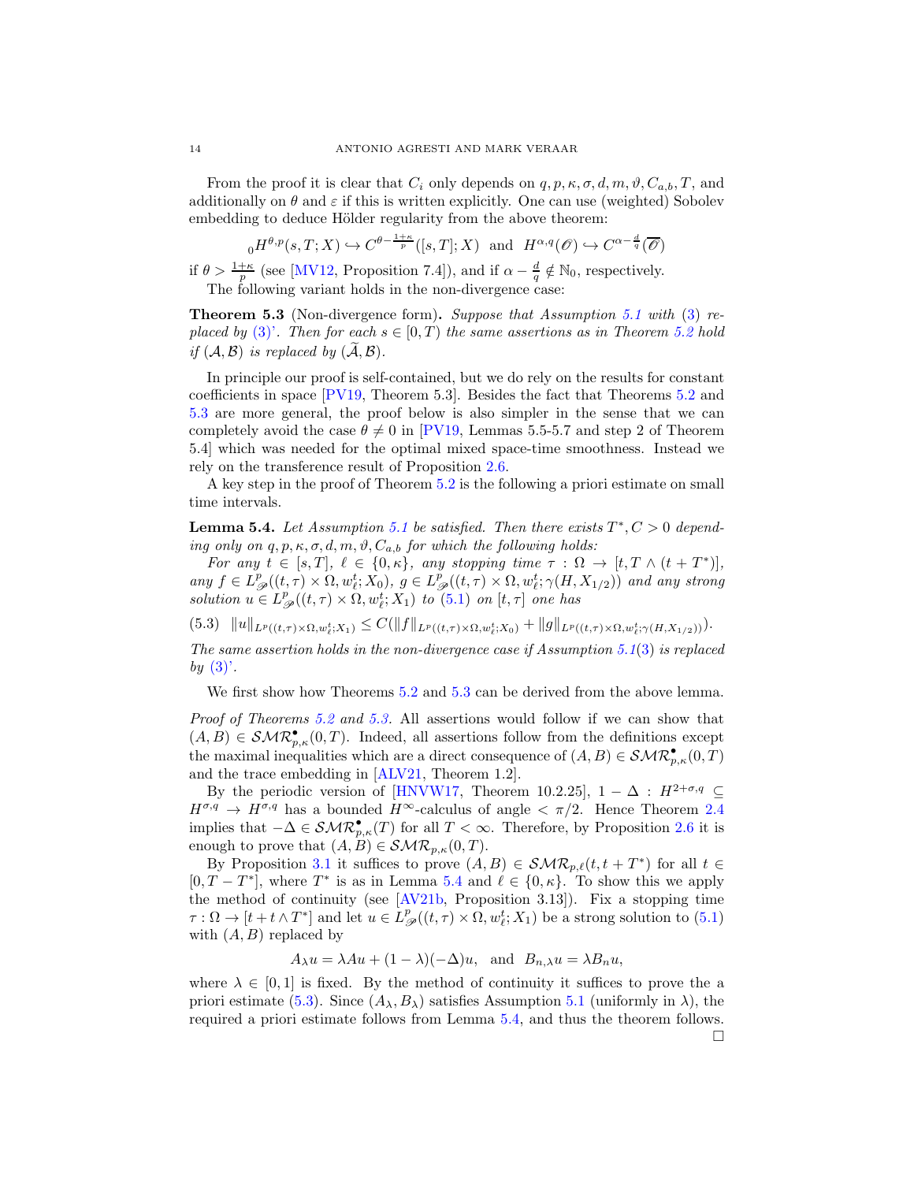From the proof it is clear that $C_i$ only depends on $q, p, \kappa, \sigma, d, m, \vartheta, C_{a,b}, T$, and additionally on $\theta$ and $\varepsilon$ if this is written explicitly. One can use (weighted) Sobolev embedding to deduce Hölder regularity from the above theorem:

$$ {}_0H^{\theta,p}(s,T;X) \hookrightarrow C^{\theta-\frac{1+\kappa}{p}}([s,T];X) \quad \text{and} \quad H^{\alpha,q}(\mathscr{O}) \hookrightarrow C^{\alpha-\frac{d}{q}}(\overline{\mathscr{O}}) $$

if $\theta > \frac{1+\kappa}{p}$ (see [MV12, Proposition 7.4]), and if $\alpha - \frac{d}{q} \notin \mathbb{N}_0$, respectively.

The following variant holds in the non-divergence case:

**Theorem 5.3** (Non-divergence form)**.** *Suppose that Assumption 5.1 with (3) replaced by (3)'. Then for each $s \in [0,T)$ the same assertions as in Theorem 5.2 hold if $(\mathcal{A},\mathcal{B})$ is replaced by $(\widetilde{\mathcal{A}},\mathcal{B})$.*

In principle our proof is self-contained, but we do rely on the results for constant coefficients in space [PV19, Theorem 5.3]. Besides the fact that Theorems 5.2 and 5.3 are more general, the proof below is also simpler in the sense that we can completely avoid the case $\theta \neq 0$ in [PV19, Lemmas 5.5-5.7 and step 2 of Theorem 5.4] which was needed for the optimal mixed space-time smoothness. Instead we rely on the transference result of Proposition 2.6.

A key step in the proof of Theorem 5.2 is the following a priori estimate on small time intervals.

**Lemma 5.4.** *Let Assumption 5.1 be satisfied. Then there exists $T^*, C > 0$ depending only on $q, p, \kappa, \sigma, d, m, \vartheta, C_{a,b}$ for which the following holds:*

*For any $t \in [s,T]$, $\ell \in \{0,\kappa\}$, any stopping time $\tau : \Omega \to [t, T \wedge (t+T^*)]$, any $f \in L^p_{\mathscr{P}}((t,\tau)\times\Omega, w^t_\ell; X_0)$, $g \in L^p_{\mathscr{P}}((t,\tau)\times\Omega, w^t_\ell; \gamma(H, X_{1/2}))$ and any strong solution $u \in L^p_{\mathscr{P}}((t,\tau)\times\Omega, w^t_\ell; X_1)$ to (5.1) on $[t,\tau]$ one has*

$$ (5.3) \quad \|u\|_{L^p((t,\tau)\times\Omega,w^t_\ell;X_1)} \leq C(\|f\|_{L^p((t,\tau)\times\Omega,w^t_\ell;X_0)} + \|g\|_{L^p((t,\tau)\times\Omega,w^t_\ell;\gamma(H,X_{1/2}))}). $$

*The same assertion holds in the non-divergence case if Assumption 5.1(3) is replaced by (3)'.*

We first show how Theorems 5.2 and 5.3 can be derived from the above lemma.

*Proof of Theorems 5.2 and 5.3.* All assertions would follow if we can show that $(A,B) \in \mathcal{SMR}^\bullet_{p,\kappa}(0,T)$. Indeed, all assertions follow from the definitions except the maximal inequalities which are a direct consequence of $(A,B) \in \mathcal{SMR}^\bullet_{p,\kappa}(0,T)$ and the trace embedding in [ALV21, Theorem 1.2].

By the periodic version of [HNVW17, Theorem 10.2.25], $1 - \Delta : H^{2+\sigma,q} \subseteq H^{\sigma,q} \to H^{\sigma,q}$ has a bounded $H^\infty$-calculus of angle $< \pi/2$. Hence Theorem 2.4 implies that $-\Delta \in \mathcal{SMR}^\bullet_{p,\kappa}(T)$ for all $T < \infty$. Therefore, by Proposition 2.6 it is enough to prove that $(A,B) \in \mathcal{SMR}_{p,\kappa}(0,T)$.

By Proposition 3.1 it suffices to prove $(A,B) \in \mathcal{SMR}_{p,\ell}(t, t+T^*)$ for all $t \in [0, T-T^*]$, where $T^*$ is as in Lemma 5.4 and $\ell \in \{0,\kappa\}$. To show this we apply the method of continuity (see [AV21b, Proposition 3.13]). Fix a stopping time $\tau : \Omega \to [t + t \wedge T^*]$ and let $u \in L^p_{\mathscr{P}}((t,\tau)\times\Omega, w^t_\ell; X_1)$ be a strong solution to (5.1) with $(A,B)$ replaced by

$$ A_\lambda u = \lambda A u + (1-\lambda)(-\Delta)u, \quad \text{and} \quad B_{n,\lambda} u = \lambda B_n u, $$

where $\lambda \in [0,1]$ is fixed. By the method of continuity it suffices to prove the a priori estimate (5.3). Since $(A_\lambda, B_\lambda)$ satisfies Assumption 5.1 (uniformly in $\lambda$), the required a priori estimate follows from Lemma 5.4, and thus the theorem follows. $\square$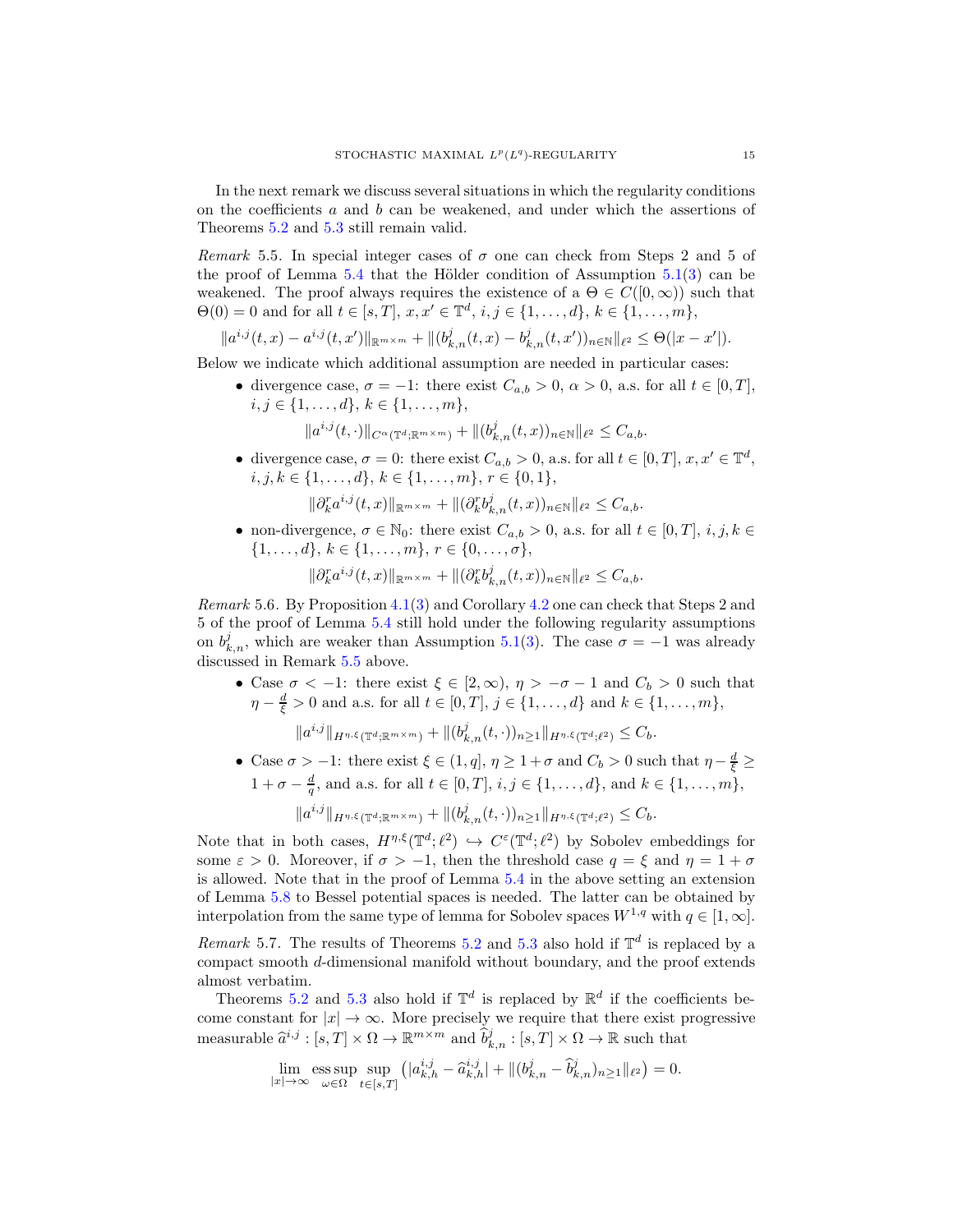In the next remark we discuss several situations in which the regularity conditions on the coefficients $a$ and $b$ can be weakened, and under which the assertions of Theorems 5.2 and 5.3 still remain valid.

*Remark* 5.5. In special integer cases of $\sigma$ one can check from Steps 2 and 5 of the proof of Lemma 5.4 that the Hölder condition of Assumption 5.1(3) can be weakened. The proof always requires the existence of a $\Theta \in C([0,\infty))$ such that $\Theta(0) = 0$ and for all $t \in [s,T]$, $x, x' \in \mathbb{T}^d$, $i, j \in \{1,\dots,d\}$, $k \in \{1,\dots,m\}$,

$$\|a^{i,j}(t,x) - a^{i,j}(t,x')\|_{\mathbb{R}^{m\times m}} + \|(b^j_{k,n}(t,x) - b^j_{k,n}(t,x'))_{n\in\mathbb{N}}\|_{\ell^2} \leq \Theta(|x-x'|).$$

Below we indicate which additional assumption are needed in particular cases:

- divergence case, $\sigma = -1$: there exist $C_{a,b} > 0$, $\alpha > 0$, a.s. for all $t \in [0,T]$, $i, j \in \{1,\dots,d\}$, $k \in \{1,\dots,m\}$,
$$\|a^{i,j}(t,\cdot)\|_{C^\alpha(\mathbb{T}^d;\mathbb{R}^{m\times m})} + \|(b^j_{k,n}(t,x))_{n\in\mathbb{N}}\|_{\ell^2} \leq C_{a,b}.$$
- divergence case, $\sigma = 0$: there exist $C_{a,b} > 0$, a.s. for all $t \in [0,T]$, $x, x' \in \mathbb{T}^d$, $i, j, k \in \{1,\dots,d\}$, $k \in \{1,\dots,m\}$, $r \in \{0,1\}$,
$$\|\partial^r_k a^{i,j}(t,x)\|_{\mathbb{R}^{m\times m}} + \|(\partial^r_k b^j_{k,n}(t,x))_{n\in\mathbb{N}}\|_{\ell^2} \leq C_{a,b}.$$
- non-divergence, $\sigma \in \mathbb{N}_0$: there exist $C_{a,b} > 0$, a.s. for all $t \in [0,T]$, $i, j, k \in \{1,\dots,d\}$, $k \in \{1,\dots,m\}$, $r \in \{0,\dots,\sigma\}$,
$$\|\partial^r_k a^{i,j}(t,x)\|_{\mathbb{R}^{m\times m}} + \|(\partial^r_k b^j_{k,n}(t,x))_{n\in\mathbb{N}}\|_{\ell^2} \leq C_{a,b}.$$

*Remark* 5.6. By Proposition 4.1(3) and Corollary 4.2 one can check that Steps 2 and 5 of the proof of Lemma 5.4 still hold under the following regularity assumptions on $b^j_{k,n}$, which are weaker than Assumption 5.1(3). The case $\sigma = -1$ was already discussed in Remark 5.5 above.

- Case $\sigma < -1$: there exist $\xi \in [2,\infty)$, $\eta > -\sigma - 1$ and $C_b > 0$ such that $\eta - \frac{d}{\xi} > 0$ and a.s. for all $t \in [0,T]$, $j \in \{1,\dots,d\}$ and $k \in \{1,\dots,m\}$,
$$\|a^{i,j}\|_{H^{\eta,\xi}(\mathbb{T}^d;\mathbb{R}^{m\times m})} + \|(b^j_{k,n}(t,\cdot))_{n\geq 1}\|_{H^{\eta,\xi}(\mathbb{T}^d;\ell^2)} \leq C_b.$$
- Case $\sigma > -1$: there exist $\xi \in (1,q]$, $\eta \geq 1+\sigma$ and $C_b > 0$ such that $\eta - \frac{d}{\xi} \geq 1 + \sigma - \frac{d}{q}$, and a.s. for all $t \in [0,T]$, $i, j \in \{1,\dots,d\}$, and $k \in \{1,\dots,m\}$,
$$\|a^{i,j}\|_{H^{\eta,\xi}(\mathbb{T}^d;\mathbb{R}^{m\times m})} + \|(b^j_{k,n}(t,\cdot))_{n\geq 1}\|_{H^{\eta,\xi}(\mathbb{T}^d;\ell^2)} \leq C_b.$$

Note that in both cases, $H^{\eta,\xi}(\mathbb{T}^d;\ell^2) \hookrightarrow C^\varepsilon(\mathbb{T}^d;\ell^2)$ by Sobolev embeddings for some $\varepsilon > 0$. Moreover, if $\sigma > -1$, then the threshold case $q = \xi$ and $\eta = 1+\sigma$ is allowed. Note that in the proof of Lemma 5.4 in the above setting an extension of Lemma 5.8 to Bessel potential spaces is needed. The latter can be obtained by interpolation from the same type of lemma for Sobolev spaces $W^{1,q}$ with $q \in [1,\infty]$.

*Remark* 5.7. The results of Theorems 5.2 and 5.3 also hold if $\mathbb{T}^d$ is replaced by a compact smooth $d$-dimensional manifold without boundary, and the proof extends almost verbatim.

Theorems 5.2 and 5.3 also hold if $\mathbb{T}^d$ is replaced by $\mathbb{R}^d$ if the coefficients become constant for $|x| \to \infty$. More precisely we require that there exist progressive measurable $\widehat{a}^{i,j} : [s,T] \times \Omega \to \mathbb{R}^{m\times m}$ and $\widehat{b}^j_{k,n} : [s,T] \times \Omega \to \mathbb{R}$ such that

$$\lim_{|x|\to\infty} \operatorname*{ess\,sup}_{\omega\in\Omega} \sup_{t\in[s,T]} \left(|a^{i,j}_{k,h} - \widehat{a}^{i,j}_{k,h}| + \|(b^j_{k,n} - \widehat{b}^j_{k,n})_{n\geq 1}\|_{\ell^2}\right) = 0.$$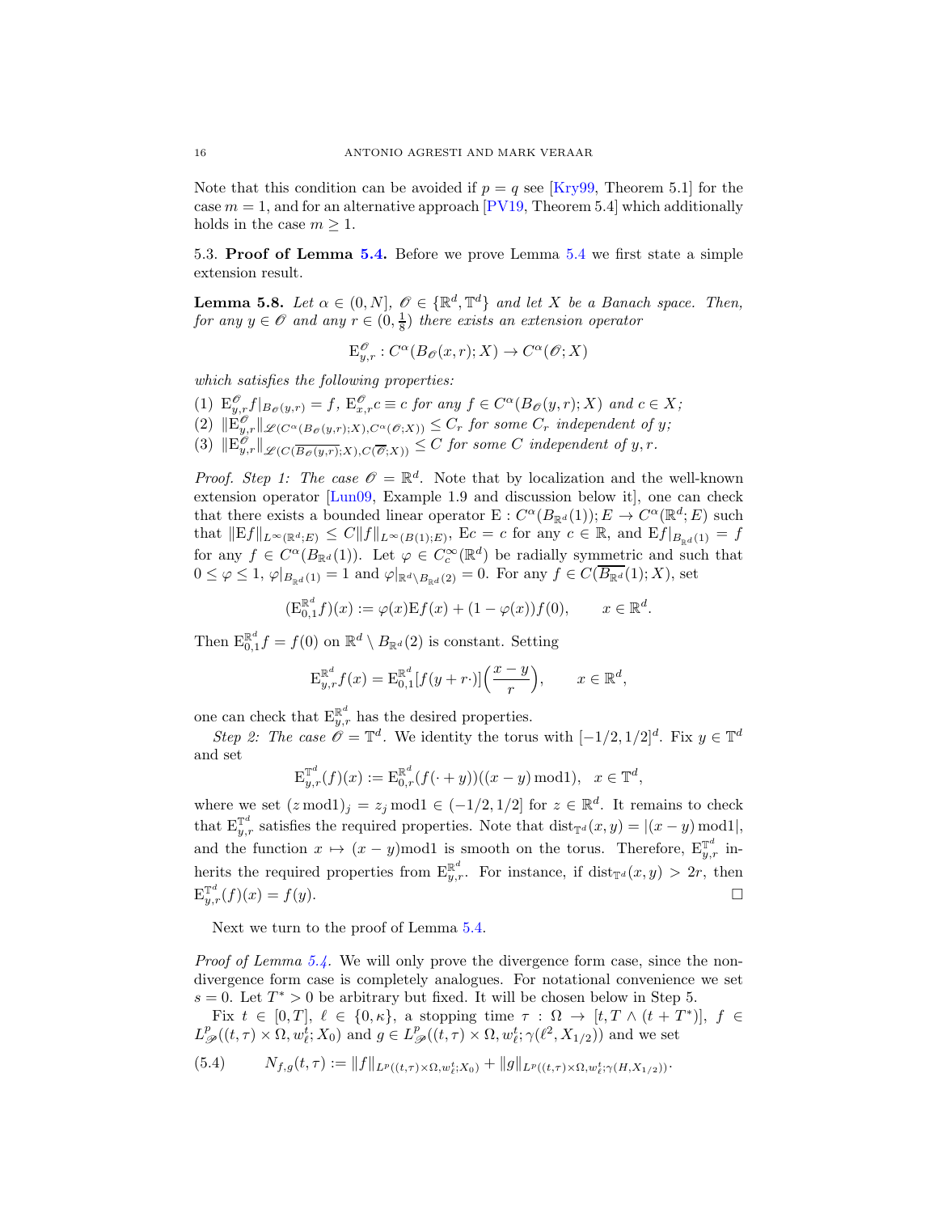Note that this condition can be avoided if $p = q$ see [Kry99, Theorem 5.1] for the case $m = 1$, and for an alternative approach [PV19, Theorem 5.4] which additionally holds in the case $m \geq 1$.

### 5.3. **Proof of Lemma 5.4.**

Before we prove Lemma 5.4 we first state a simple extension result.

**Lemma 5.8.** *Let $\alpha \in (0, N]$, $\mathscr{O} \in \{\mathbb{R}^d, \mathbb{T}^d\}$ and let $X$ be a Banach space. Then, for any $y \in \mathscr{O}$ and any $r \in (0, \frac{1}{8})$ there exists an extension operator*

$$\mathrm{E}^{\mathscr{O}}_{y,r} : C^{\alpha}(B_{\mathscr{O}}(x, r); X) \to C^{\alpha}(\mathscr{O}; X)$$

*which satisfies the following properties:*

(1) $\mathrm{E}^{\mathscr{O}}_{y,r} f|_{B_{\mathscr{O}}(y,r)} = f$, $\mathrm{E}^{\mathscr{O}}_{x,r} c \equiv c$ *for any* $f \in C^{\alpha}(B_{\mathscr{O}}(y, r); X)$ *and* $c \in X$*;*

(2) $\|\mathrm{E}^{\mathscr{O}}_{y,r}\|_{\mathscr{L}(C^{\alpha}(B_{\mathscr{O}}(y,r);X), C^{\alpha}(\mathscr{O};X))} \leq C_r$ *for some* $C_r$ *independent of* $y$*;*

(3) $\|\mathrm{E}^{\mathscr{O}}_{y,r}\|_{\mathscr{L}(C(\overline{B_{\mathscr{O}}(y,r)};X), C(\overline{\mathscr{O}};X))} \leq C$ *for some* $C$ *independent of* $y, r$*.*

*Proof. Step 1: The case $\mathscr{O} = \mathbb{R}^d$.* Note that by localization and the well-known extension operator [Lun09, Example 1.9 and discussion below it], one can check that there exists a bounded linear operator $\mathrm{E} : C^{\alpha}(B_{\mathbb{R}^d}(1)); E \to C^{\alpha}(\mathbb{R}^d; E)$ such that $\|\mathrm{E}f\|_{L^{\infty}(\mathbb{R}^d;E)} \leq C\|f\|_{L^{\infty}(B(1);E)}$, $\mathrm{E}c = c$ for any $c \in \mathbb{R}$, and $\mathrm{E}f|_{B_{\mathbb{R}^d}(1)} = f$ for any $f \in C^{\alpha}(B_{\mathbb{R}^d}(1))$. Let $\varphi \in C^{\infty}_c(\mathbb{R}^d)$ be radially symmetric and such that $0 \leq \varphi \leq 1$, $\varphi|_{B_{\mathbb{R}^d}(1)} = 1$ and $\varphi|_{\mathbb{R}^d \setminus B_{\mathbb{R}^d}(2)} = 0$. For any $f \in C(\overline{B_{\mathbb{R}^d}}(1); X)$, set

$$(\mathrm{E}^{\mathbb{R}^d}_{0,1} f)(x) := \varphi(x)\mathrm{E}f(x) + (1 - \varphi(x))f(0), \qquad x \in \mathbb{R}^d.$$

Then $\mathrm{E}^{\mathbb{R}^d}_{0,1} f = f(0)$ on $\mathbb{R}^d \setminus B_{\mathbb{R}^d}(2)$ is constant. Setting

$$\mathrm{E}^{\mathbb{R}^d}_{y,r} f(x) = \mathrm{E}^{\mathbb{R}^d}_{0,1}[f(y + r\cdot)]\Big(\frac{x - y}{r}\Big), \qquad x \in \mathbb{R}^d,$$

one can check that $\mathrm{E}^{\mathbb{R}^d}_{y,r}$ has the desired properties.

*Step 2: The case $\mathscr{O} = \mathbb{T}^d$.* We identity the torus with $[-1/2, 1/2]^d$. Fix $y \in \mathbb{T}^d$ and set

$$\mathrm{E}^{\mathbb{T}^d}_{y,r}(f)(x) := \mathrm{E}^{\mathbb{R}^d}_{0,r}(f(\cdot + y))((x - y) \,\mathrm{mod} 1), \quad x \in \mathbb{T}^d,$$

where we set $(z \,\mathrm{mod} 1)_j = z_j \,\mathrm{mod} 1 \in (-1/2, 1/2]$ for $z \in \mathbb{R}^d$. It remains to check that $\mathrm{E}^{\mathbb{T}^d}_{y,r}$ satisfies the required properties. Note that $\mathrm{dist}_{\mathbb{T}^d}(x, y) = |(x - y) \,\mathrm{mod} 1|$, and the function $x \mapsto (x - y)\mathrm{mod} 1$ is smooth on the torus. Therefore, $\mathrm{E}^{\mathbb{T}^d}_{y,r}$ inherits the required properties from $\mathrm{E}^{\mathbb{R}^d}_{y,r}$. For instance, if $\mathrm{dist}_{\mathbb{T}^d}(x, y) > 2r$, then $\mathrm{E}^{\mathbb{T}^d}_{y,r}(f)(x) = f(y)$. $\square$

Next we turn to the proof of Lemma 5.4.

*Proof of Lemma 5.4.* We will only prove the divergence form case, since the non-divergence form case is completely analogues. For notational convenience we set $s = 0$. Let $T^* > 0$ be arbitrary but fixed. It will be chosen below in Step 5.

Fix $t \in [0, T]$, $\ell \in \{0, \kappa\}$, a stopping time $\tau : \Omega \to [t, T \wedge (t + T^*)]$, $f \in L^p_{\mathscr{P}}((t, \tau) \times \Omega, w^t_{\ell}; X_0)$ and $g \in L^p_{\mathscr{P}}((t, \tau) \times \Omega, w^t_{\ell}; \gamma(\ell^2, X_{1/2}))$ and we set

$$N_{f,g}(t, \tau) := \|f\|_{L^p((t,\tau)\times\Omega, w^t_{\ell}; X_0)} + \|g\|_{L^p((t,\tau)\times\Omega, w^t_{\ell}; \gamma(H, X_{1/2}))}. \tag{5.4}$$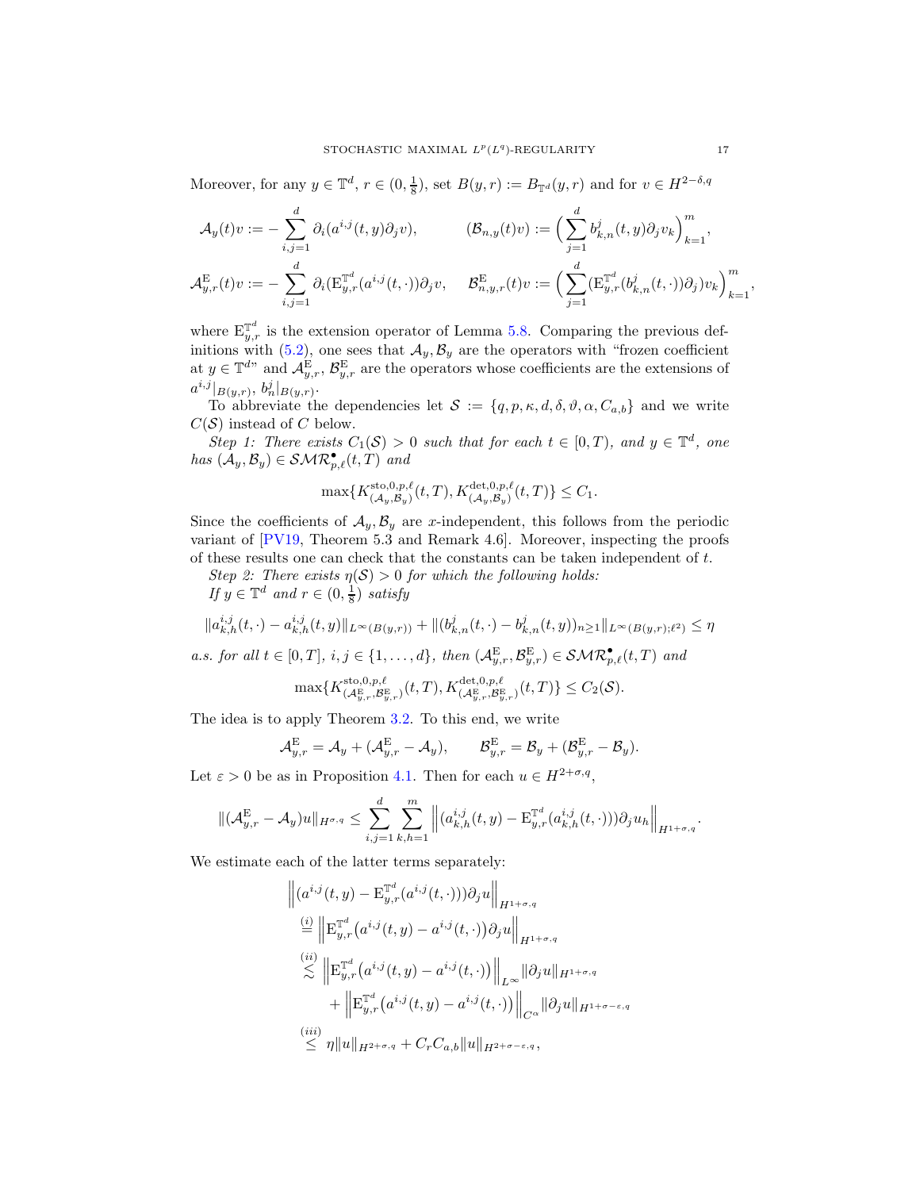Moreover, for any $y \in \mathbb{T}^d$, $r \in (0, \frac{1}{8})$, set $B(y,r) := B_{\mathbb{T}^d}(y,r)$ and for $v \in H^{2-\delta,q}$

$$
\mathcal{A}_y(t)v := -\sum_{i,j=1}^{d} \partial_i(a^{i,j}(t,y)\partial_j v), \qquad (\mathcal{B}_{n,y}(t)v) := \Big(\sum_{j=1}^{d} b^j_{k,n}(t,y)\partial_j v_k\Big)_{k=1}^m,
$$

$$
\mathcal{A}^{\mathrm{E}}_{y,r}(t)v := -\sum_{i,j=1}^{d} \partial_i(\mathrm{E}^{\mathbb{T}^d}_{y,r}(a^{i,j}(t,\cdot))\partial_j v, \quad \mathcal{B}^{\mathrm{E}}_{n,y,r}(t)v := \Big(\sum_{j=1}^{d} (\mathrm{E}^{\mathbb{T}^d}_{y,r}(b^j_{k,n}(t,\cdot))\partial_j) v_k\Big)_{k=1}^m,
$$

where $\mathrm{E}^{\mathbb{T}^d}_{y,r}$ is the extension operator of Lemma 5.8. Comparing the previous definitions with (5.2), one sees that $\mathcal{A}_y, \mathcal{B}_y$ are the operators with "frozen coefficient at $y \in \mathbb{T}^d$" and $\mathcal{A}^{\mathrm{E}}_{y,r}$, $\mathcal{B}^{\mathrm{E}}_{y,r}$ are the operators whose coefficients are the extensions of $a^{i,j}|_{B(y,r)}$, $b^j_n|_{B(y,r)}$.

To abbreviate the dependencies let $\mathcal{S} := \{q, p, \kappa, d, \delta, \vartheta, \alpha, C_{a,b}\}$ and we write $C(\mathcal{S})$ instead of $C$ below.

*Step 1: There exists $C_1(\mathcal{S}) > 0$ such that for each $t \in [0,T)$, and $y \in \mathbb{T}^d$, one has $(\mathcal{A}_y, \mathcal{B}_y) \in \mathcal{SMR}^\bullet_{p,\ell}(t,T)$ and*

$$
\max\{K^{\mathrm{sto},0,p,\ell}_{(\mathcal{A}_y,\mathcal{B}_y)}(t,T), K^{\mathrm{det},0,p,\ell}_{(\mathcal{A}_y,\mathcal{B}_y)}(t,T)\} \le C_1.
$$

Since the coefficients of $\mathcal{A}_y, \mathcal{B}_y$ are $x$-independent, this follows from the periodic variant of [PV19, Theorem 5.3 and Remark 4.6]. Moreover, inspecting the proofs of these results one can check that the constants can be taken independent of $t$.

*Step 2: There exists $\eta(\mathcal{S}) > 0$ for which the following holds:*
*If $y \in \mathbb{T}^d$ and $r \in (0, \frac{1}{8})$ satisfy*

$$
\|a^{i,j}_{k,h}(t,\cdot) - a^{i,j}_{k,h}(t,y)\|_{L^\infty(B(y,r))} + \|(b^j_{k,n}(t,\cdot) - b^j_{k,n}(t,y))_{n\ge 1}\|_{L^\infty(B(y,r);\ell^2)} \le \eta
$$

*a.s. for all $t \in [0,T]$, $i,j \in \{1,\dots,d\}$, then $(\mathcal{A}^{\mathrm{E}}_{y,r}, \mathcal{B}^{\mathrm{E}}_{y,r}) \in \mathcal{SMR}^\bullet_{p,\ell}(t,T)$ and*

$$
\max\{K^{\mathrm{sto},0,p,\ell}_{(\mathcal{A}^{\mathrm{E}}_{y,r},\mathcal{B}^{\mathrm{E}}_{y,r})}(t,T), K^{\mathrm{det},0,p,\ell}_{(\mathcal{A}^{\mathrm{E}}_{y,r},\mathcal{B}^{\mathrm{E}}_{y,r})}(t,T)\} \le C_2(\mathcal{S}).
$$

The idea is to apply Theorem 3.2. To this end, we write

$$
\mathcal{A}^{\mathrm{E}}_{y,r} = \mathcal{A}_y + (\mathcal{A}^{\mathrm{E}}_{y,r} - \mathcal{A}_y), \qquad \mathcal{B}^{\mathrm{E}}_{y,r} = \mathcal{B}_y + (\mathcal{B}^{\mathrm{E}}_{y,r} - \mathcal{B}_y).
$$

Let $\varepsilon > 0$ be as in Proposition 4.1. Then for each $u \in H^{2+\sigma,q}$,

$$
\|(\mathcal{A}^{\mathrm{E}}_{y,r} - \mathcal{A}_y)u\|_{H^{\sigma,q}} \le \sum_{i,j=1}^{d}\sum_{k,h=1}^{m} \Big\|(a^{i,j}_{k,h}(t,y) - \mathrm{E}^{\mathbb{T}^d}_{y,r}(a^{i,j}_{k,h}(t,\cdot)))\partial_j u_h\Big\|_{H^{1+\sigma,q}}.
$$

We estimate each of the latter terms separately:

$$
\begin{aligned}
&\Big\|(a^{i,j}(t,y) - \mathrm{E}^{\mathbb{T}^d}_{y,r}(a^{i,j}(t,\cdot)))\partial_j u\Big\|_{H^{1+\sigma,q}} \\
&\overset{(i)}{=} \Big\|\mathrm{E}^{\mathbb{T}^d}_{y,r}\big(a^{i,j}(t,y) - a^{i,j}(t,\cdot)\big)\partial_j u\Big\|_{H^{1+\sigma,q}} \\
&\overset{(ii)}{\lesssim} \Big\|\mathrm{E}^{\mathbb{T}^d}_{y,r}\big(a^{i,j}(t,y) - a^{i,j}(t,\cdot)\big)\Big\|_{L^\infty} \|\partial_j u\|_{H^{1+\sigma,q}} \\
&\quad + \Big\|\mathrm{E}^{\mathbb{T}^d}_{y,r}\big(a^{i,j}(t,y) - a^{i,j}(t,\cdot)\big)\Big\|_{C^\alpha} \|\partial_j u\|_{H^{1+\sigma-\varepsilon,q}} \\
&\overset{(iii)}{\le} \eta\|u\|_{H^{2+\sigma,q}} + C_r C_{a,b}\|u\|_{H^{2+\sigma-\varepsilon,q}},
\end{aligned}
$$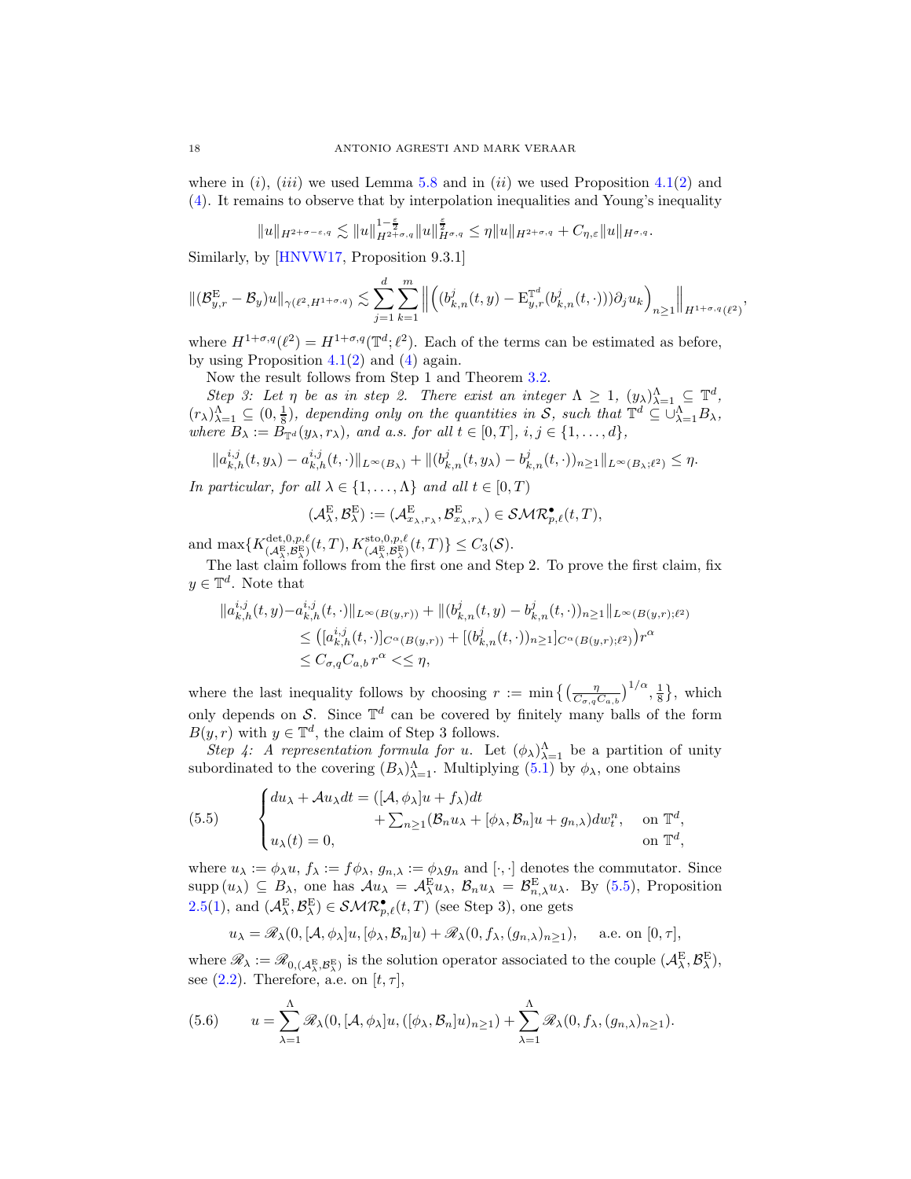where in $(i)$, $(iii)$ we used Lemma 5.8 and in $(ii)$ we used Proposition 4.1(2) and (4). It remains to observe that by interpolation inequalities and Young's inequality

$$\|u\|_{H^{2+\sigma-\varepsilon,q}} \lesssim \|u\|_{H^{2+\sigma,q}}^{1-\frac{\varepsilon}{2}} \|u\|_{H^{\sigma,q}}^{\frac{\varepsilon}{2}} \leq \eta \|u\|_{H^{2+\sigma,q}} + C_{\eta,\varepsilon} \|u\|_{H^{\sigma,q}}.$$

Similarly, by [HNVW17, Proposition 9.3.1]

$$\|(\mathcal{B}^{\mathrm{E}}_{y,r} - \mathcal{B}_y)u\|_{\gamma(\ell^2, H^{1+\sigma,q})} \lesssim \sum_{j=1}^{d} \sum_{k=1}^{m} \Big\| \Big( (b^j_{k,n}(t,y) - \mathrm{E}^{\mathbb{T}^d}_{y,r}(b^j_{k,n}(t,\cdot)))\partial_j u_k \Big)_{n\geq 1} \Big\|_{H^{1+\sigma,q}(\ell^2)},$$

where $H^{1+\sigma,q}(\ell^2) = H^{1+\sigma,q}(\mathbb{T}^d; \ell^2)$. Each of the terms can be estimated as before, by using Proposition 4.1(2) and (4) again.

Now the result follows from Step 1 and Theorem 3.2.

*Step 3: Let $\eta$ be as in step 2. There exist an integer $\Lambda \geq 1$, $(y_\lambda)_{\lambda=1}^{\Lambda} \subseteq \mathbb{T}^d$, $(r_\lambda)_{\lambda=1}^{\Lambda} \subseteq (0, \frac{1}{8})$, depending only on the quantities in $\mathcal{S}$, such that $\mathbb{T}^d \subseteq \cup_{\lambda=1}^{\Lambda} B_\lambda$, where $B_\lambda := B_{\mathbb{T}^d}(y_\lambda, r_\lambda)$, and a.s. for all $t \in [0,T]$, $i,j \in \{1,\dots,d\}$,*

$$\|a^{i,j}_{k,h}(t,y_\lambda) - a^{i,j}_{k,h}(t,\cdot)\|_{L^\infty(B_\lambda)} + \|(b^j_{k,n}(t,y_\lambda) - b^j_{k,n}(t,\cdot))_{n\geq 1}\|_{L^\infty(B_\lambda;\ell^2)} \leq \eta.$$

*In particular, for all $\lambda \in \{1,\dots,\Lambda\}$ and all $t \in [0,T)$*

$$(\mathcal{A}^{\mathrm{E}}_\lambda, \mathcal{B}^{\mathrm{E}}_\lambda) := (\mathcal{A}^{\mathrm{E}}_{x_\lambda,r_\lambda}, \mathcal{B}^{\mathrm{E}}_{x_\lambda,r_\lambda}) \in \mathcal{SMR}^\bullet_{p,\ell}(t,T),$$

and $\max\{K^{\det,0,p,\ell}_{(\mathcal{A}^{\mathrm{E}}_\lambda,\mathcal{B}^{\mathrm{E}}_\lambda)}(t,T), K^{\mathrm{sto},0,p,\ell}_{(\mathcal{A}^{\mathrm{E}}_\lambda,\mathcal{B}^{\mathrm{E}}_\lambda)}(t,T)\} \leq C_3(\mathcal{S})$.

The last claim follows from the first one and Step 2. To prove the first claim, fix $y \in \mathbb{T}^d$. Note that

$$\begin{aligned}
\|a^{i,j}_{k,h}(t,y) - a^{i,j}_{k,h}(t,\cdot)\|_{L^\infty(B(y,r))} &+ \|(b^j_{k,n}(t,y) - b^j_{k,n}(t,\cdot))_{n\geq 1}\|_{L^\infty(B(y,r);\ell^2)} \\
&\leq \big([a^{i,j}_{k,h}(t,\cdot)]_{C^\alpha(B(y,r))} + [(b^j_{k,n}(t,\cdot))_{n\geq 1}]_{C^\alpha(B(y,r);\ell^2)}\big) r^\alpha \\
&\leq C_{\sigma,q} C_{a,b}\, r^\alpha << \leq \eta,
\end{aligned}$$

where the last inequality follows by choosing $r := \min\big\{\big(\frac{\eta}{C_{\sigma,q}C_{a,b}}\big)^{1/\alpha}, \frac{1}{8}\big\}$, which only depends on $\mathcal{S}$. Since $\mathbb{T}^d$ can be covered by finitely many balls of the form $B(y,r)$ with $y \in \mathbb{T}^d$, the claim of Step 3 follows.

*Step 4: A representation formula for $u$.* Let $(\phi_\lambda)_{\lambda=1}^{\Lambda}$ be a partition of unity subordinated to the covering $(B_\lambda)_{\lambda=1}^{\Lambda}$. Multiplying (5.1) by $\phi_\lambda$, one obtains

$$\text{(5.5)} \qquad \begin{cases} du_\lambda + \mathcal{A}u_\lambda dt = ([\mathcal{A},\phi_\lambda]u + f_\lambda)dt \\ \qquad\qquad\qquad + \sum_{n\geq 1}(\mathcal{B}_n u_\lambda + [\phi_\lambda,\mathcal{B}_n]u + g_{n,\lambda})dw^n_t, & \text{on } \mathbb{T}^d, \\ u_\lambda(t) = 0, & \text{on } \mathbb{T}^d, \end{cases}$$

where $u_\lambda := \phi_\lambda u$, $f_\lambda := f\phi_\lambda$, $g_{n,\lambda} := \phi_\lambda g_n$ and $[\cdot,\cdot]$ denotes the commutator. Since $\mathrm{supp}\,(u_\lambda) \subseteq B_\lambda$, one has $\mathcal{A}u_\lambda = \mathcal{A}^{\mathrm{E}}_\lambda u_\lambda$, $\mathcal{B}_n u_\lambda = \mathcal{B}^{\mathrm{E}}_{n,\lambda} u_\lambda$. By (5.5), Proposition 2.5(1), and $(\mathcal{A}^{\mathrm{E}}_\lambda, \mathcal{B}^{\mathrm{E}}_\lambda) \in \mathcal{SMR}^\bullet_{p,\ell}(t,T)$ (see Step 3), one gets

$$u_\lambda = \mathscr{R}_\lambda(0, [\mathcal{A},\phi_\lambda]u, [\phi_\lambda,\mathcal{B}_n]u) + \mathscr{R}_\lambda(0, f_\lambda, (g_{n,\lambda})_{n\geq 1}), \quad \text{ a.e. on } [0,\tau],$$

where $\mathscr{R}_\lambda := \mathscr{R}_{0,(\mathcal{A}^{\mathrm{E}}_\lambda,\mathcal{B}^{\mathrm{E}}_\lambda)}$ is the solution operator associated to the couple $(\mathcal{A}^{\mathrm{E}}_\lambda, \mathcal{B}^{\mathrm{E}}_\lambda)$, see (2.2). Therefore, a.e. on $[t,\tau]$,

$$\text{(5.6)} \qquad u = \sum_{\lambda=1}^{\Lambda} \mathscr{R}_\lambda(0, [\mathcal{A},\phi_\lambda]u, ([\phi_\lambda,\mathcal{B}_n]u)_{n\geq 1}) + \sum_{\lambda=1}^{\Lambda} \mathscr{R}_\lambda(0, f_\lambda, (g_{n,\lambda})_{n\geq 1}).$$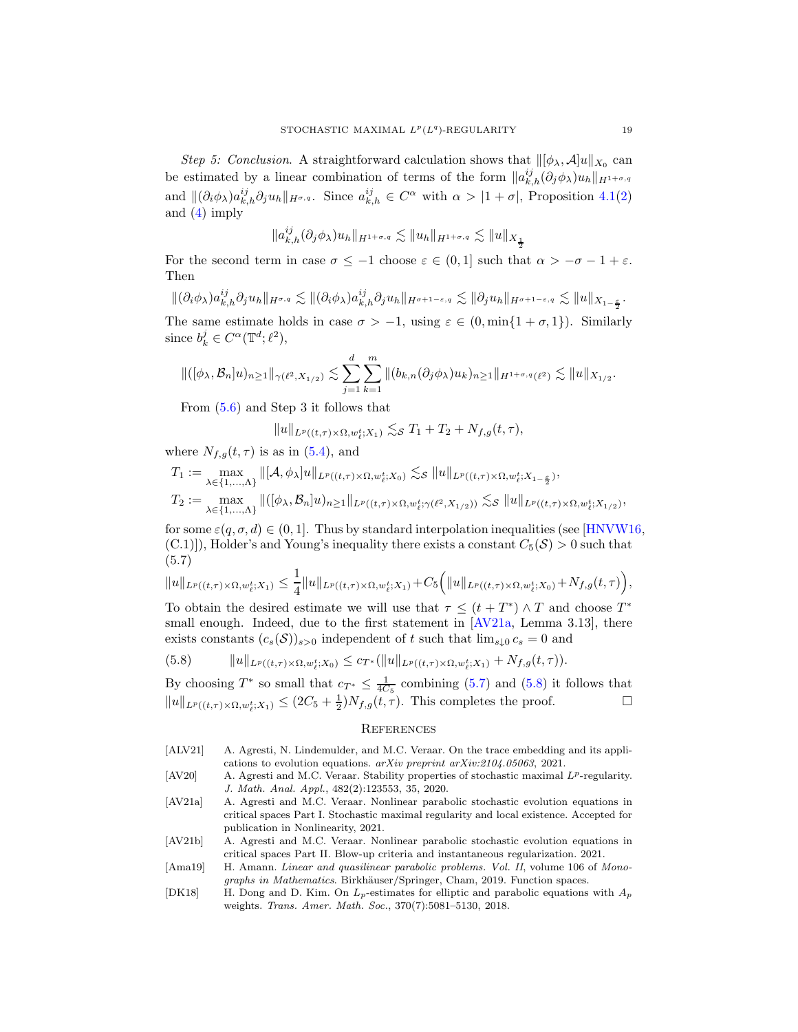*Step 5: Conclusion.* A straightforward calculation shows that $\|[\phi_\lambda, \mathcal{A}]u\|_{X_0}$ can be estimated by a linear combination of terms of the form $\|a^{ij}_{k,h}(\partial_j\phi_\lambda)u_h\|_{H^{1+\sigma,q}}$ and $\|(\partial_i\phi_\lambda)a^{ij}_{k,h}\partial_j u_h\|_{H^{\sigma,q}}$. Since $a^{ij}_{k,h} \in C^\alpha$ with $\alpha > |1+\sigma|$, Proposition 4.1(2) and (4) imply

$$\|a^{ij}_{k,h}(\partial_j\phi_\lambda)u_h\|_{H^{1+\sigma,q}} \lesssim \|u_h\|_{H^{1+\sigma,q}} \lesssim \|u\|_{X_{\frac{1}{2}}}$$

For the second term in case $\sigma \leq -1$ choose $\varepsilon \in (0,1]$ such that $\alpha > -\sigma - 1 + \varepsilon$. Then

$$\|(\partial_i\phi_\lambda)a^{ij}_{k,h}\partial_j u_h\|_{H^{\sigma,q}} \lesssim \|(\partial_i\phi_\lambda)a^{ij}_{k,h}\partial_j u_h\|_{H^{\sigma+1-\varepsilon,q}} \lesssim \|\partial_j u_h\|_{H^{\sigma+1-\varepsilon,q}} \lesssim \|u\|_{X_{1-\frac{\varepsilon}{2}}}.$$

The same estimate holds in case $\sigma > -1$, using $\varepsilon \in (0, \min\{1+\sigma, 1\})$. Similarly since $b^j_k \in C^\alpha(\mathbb{T}^d;\ell^2)$,

$$\|([\phi_\lambda, \mathcal{B}_n]u)_{n\geq 1}\|_{\gamma(\ell^2, X_{1/2})} \lesssim \sum_{j=1}^{d}\sum_{k=1}^{m} \|(b_{k,n}(\partial_j\phi_\lambda)u_k)_{n\geq 1}\|_{H^{1+\sigma,q}(\ell^2)} \lesssim \|u\|_{X_{1/2}}.$$

From (5.6) and Step 3 it follows that

$$\|u\|_{L^p((t,\tau)\times\Omega, w^t_\ell; X_1)} \lesssim_{\mathcal{S}} T_1 + T_2 + N_{f,g}(t,\tau),$$

where $N_{f,g}(t,\tau)$ is as in (5.4), and

$$T_1 := \max_{\lambda\in\{1,\dots,\Lambda\}} \|[\mathcal{A}, \phi_\lambda]u\|_{L^p((t,\tau)\times\Omega, w^t_\ell; X_0)} \lesssim_{\mathcal{S}} \|u\|_{L^p((t,\tau)\times\Omega, w^t_\ell; X_{1-\frac{\varepsilon}{2}})},$$

$$T_2 := \max_{\lambda\in\{1,\dots,\Lambda\}} \|([\phi_\lambda, \mathcal{B}_n]u)_{n\geq 1}\|_{L^p((t,\tau)\times\Omega, w^t_\ell; \gamma(\ell^2, X_{1/2}))} \lesssim_{\mathcal{S}} \|u\|_{L^p((t,\tau)\times\Omega, w^t_\ell; X_{1/2})},$$

for some $\varepsilon(q,\sigma,d) \in (0,1]$. Thus by standard interpolation inequalities (see [HNVW16, (C.1)]), Holder's and Young's inequality there exists a constant $C_5(\mathcal{S}) > 0$ such that (5.7)

$$\|u\|_{L^p((t,\tau)\times\Omega, w^t_\ell; X_1)} \leq \frac{1}{4}\|u\|_{L^p((t,\tau)\times\Omega, w^t_\ell; X_1)} + C_5\Big(\|u\|_{L^p((t,\tau)\times\Omega, w^t_\ell; X_0)} + N_{f,g}(t,\tau)\Big),$$

To obtain the desired estimate we will use that $\tau \leq (t+T^*) \wedge T$ and choose $T^*$ small enough. Indeed, due to the first statement in [AV21a, Lemma 3.13], there exists constants $(c_s(\mathcal{S}))_{s>0}$ independent of $t$ such that $\lim_{s\downarrow 0} c_s = 0$ and

$$\|u\|_{L^p((t,\tau)\times\Omega, w^t_\ell; X_0)} \leq c_{T^*}(\|u\|_{L^p((t,\tau)\times\Omega, w^t_\ell; X_1)} + N_{f,g}(t,\tau)). \tag{5.8}$$

By choosing $T^*$ so small that $c_{T^*} \leq \frac{1}{4C_5}$ combining (5.7) and (5.8) it follows that $\|u\|_{L^p((t,\tau)\times\Omega, w^t_\ell; X_1)} \leq (2C_5 + \frac{1}{2})N_{f,g}(t,\tau)$. This completes the proof. $\square$

## References

[ALV21] A. Agresti, N. Lindemulder, and M.C. Veraar. On the trace embedding and its applications to evolution equations. *arXiv preprint arXiv:2104.05063*, 2021.

[AV20] A. Agresti and M.C. Veraar. Stability properties of stochastic maximal $L^p$-regularity. *J. Math. Anal. Appl.*, 482(2):123553, 35, 2020.

[AV21a] A. Agresti and M.C. Veraar. Nonlinear parabolic stochastic evolution equations in critical spaces Part I. Stochastic maximal regularity and local existence. Accepted for publication in Nonlinearity, 2021.

[AV21b] A. Agresti and M.C. Veraar. Nonlinear parabolic stochastic evolution equations in critical spaces Part II. Blow-up criteria and instantaneous regularization. 2021.

[Ama19] H. Amann. *Linear and quasilinear parabolic problems. Vol. II*, volume 106 of *Monographs in Mathematics*. Birkhäuser/Springer, Cham, 2019. Function spaces.

[DK18] H. Dong and D. Kim. On $L_p$-estimates for elliptic and parabolic equations with $A_p$ weights. *Trans. Amer. Math. Soc.*, 370(7):5081–5130, 2018.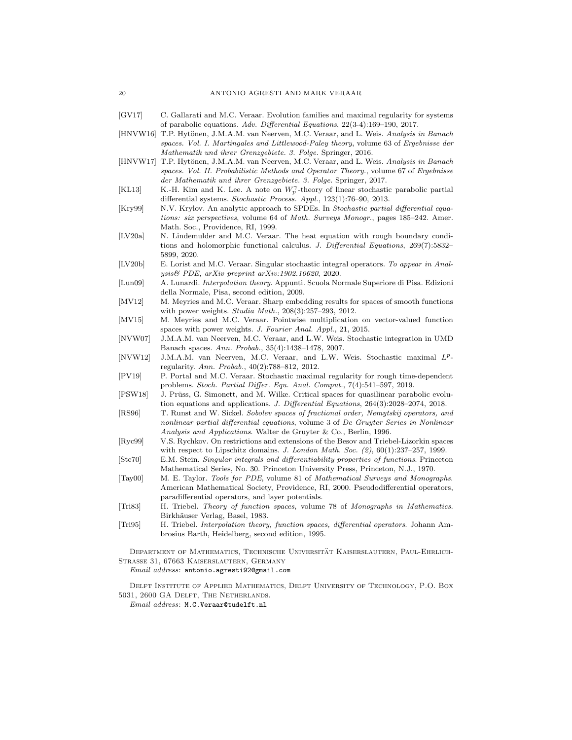[GV17] C. Gallarati and M.C. Veraar. Evolution families and maximal regularity for systems of parabolic equations. *Adv. Differential Equations*, 22(3-4):169–190, 2017.

[HNVW16] T.P. Hytönen, J.M.A.M. van Neerven, M.C. Veraar, and L. Weis. *Analysis in Banach spaces. Vol. I. Martingales and Littlewood-Paley theory*, volume 63 of *Ergebnisse der Mathematik und ihrer Grenzgebiete. 3. Folge*. Springer, 2016.

[HNVW17] T.P. Hytönen, J.M.A.M. van Neerven, M.C. Veraar, and L. Weis. *Analysis in Banach spaces. Vol. II. Probabilistic Methods and Operator Theory.*, volume 67 of *Ergebnisse der Mathematik und ihrer Grenzgebiete. 3. Folge*. Springer, 2017.

[KL13] K.-H. Kim and K. Lee. A note on $W_p^\gamma$-theory of linear stochastic parabolic partial differential systems. *Stochastic Process. Appl.*, 123(1):76–90, 2013.

[Kry99] N.V. Krylov. An analytic approach to SPDEs. In *Stochastic partial differential equations: six perspectives*, volume 64 of *Math. Surveys Monogr.*, pages 185–242. Amer. Math. Soc., Providence, RI, 1999.

[LV20a] N. Lindemulder and M.C. Veraar. The heat equation with rough boundary conditions and holomorphic functional calculus. *J. Differential Equations*, 269(7):5832–5899, 2020.

[LV20b] E. Lorist and M.C. Veraar. Singular stochastic integral operators. *To appear in Analysis& PDE, arXiv preprint arXiv:1902.10620*, 2020.

[Lun09] A. Lunardi. *Interpolation theory*. Appunti. Scuola Normale Superiore di Pisa. Edizioni della Normale, Pisa, second edition, 2009.

[MV12] M. Meyries and M.C. Veraar. Sharp embedding results for spaces of smooth functions with power weights. *Studia Math.*, 208(3):257–293, 2012.

[MV15] M. Meyries and M.C. Veraar. Pointwise multiplication on vector-valued function spaces with power weights. *J. Fourier Anal. Appl.*, 21, 2015.

[NVW07] J.M.A.M. van Neerven, M.C. Veraar, and L.W. Weis. Stochastic integration in UMD Banach spaces. *Ann. Probab.*, 35(4):1438–1478, 2007.

[NVW12] J.M.A.M. van Neerven, M.C. Veraar, and L.W. Weis. Stochastic maximal $L^p$-regularity. *Ann. Probab.*, 40(2):788–812, 2012.

[PV19] P. Portal and M.C. Veraar. Stochastic maximal regularity for rough time-dependent problems. *Stoch. Partial Differ. Equ. Anal. Comput.*, 7(4):541–597, 2019.

[PSW18] J. Prüss, G. Simonett, and M. Wilke. Critical spaces for quasilinear parabolic evolution equations and applications. *J. Differential Equations*, 264(3):2028–2074, 2018.

[RS96] T. Runst and W. Sickel. *Sobolev spaces of fractional order, Nemytskij operators, and nonlinear partial differential equations*, volume 3 of *De Gruyter Series in Nonlinear Analysis and Applications*. Walter de Gruyter & Co., Berlin, 1996.

[Ryc99] V.S. Rychkov. On restrictions and extensions of the Besov and Triebel-Lizorkin spaces with respect to Lipschitz domains. *J. London Math. Soc. (2)*, 60(1):237–257, 1999.

[Ste70] E.M. Stein. *Singular integrals and differentiability properties of functions*. Princeton Mathematical Series, No. 30. Princeton University Press, Princeton, N.J., 1970.

[Tay00] M. E. Taylor. *Tools for PDE*, volume 81 of *Mathematical Surveys and Monographs*. American Mathematical Society, Providence, RI, 2000. Pseudodifferential operators, paradifferential operators, and layer potentials.

[Tri83] H. Triebel. *Theory of function spaces*, volume 78 of *Monographs in Mathematics*. Birkhäuser Verlag, Basel, 1983.

[Tri95] H. Triebel. *Interpolation theory, function spaces, differential operators*. Johann Ambrosius Barth, Heidelberg, second edition, 1995.

Department of Mathematics, Technische Universität Kaiserslautern, Paul-Ehrlich-Strasse 31, 67663 Kaiserslautern, Germany

*Email address*: antonio.agresti92@gmail.com

Delft Institute of Applied Mathematics, Delft University of Technology, P.O. Box 5031, 2600 GA Delft, The Netherlands.

*Email address*: M.C.Veraar@tudelft.nl